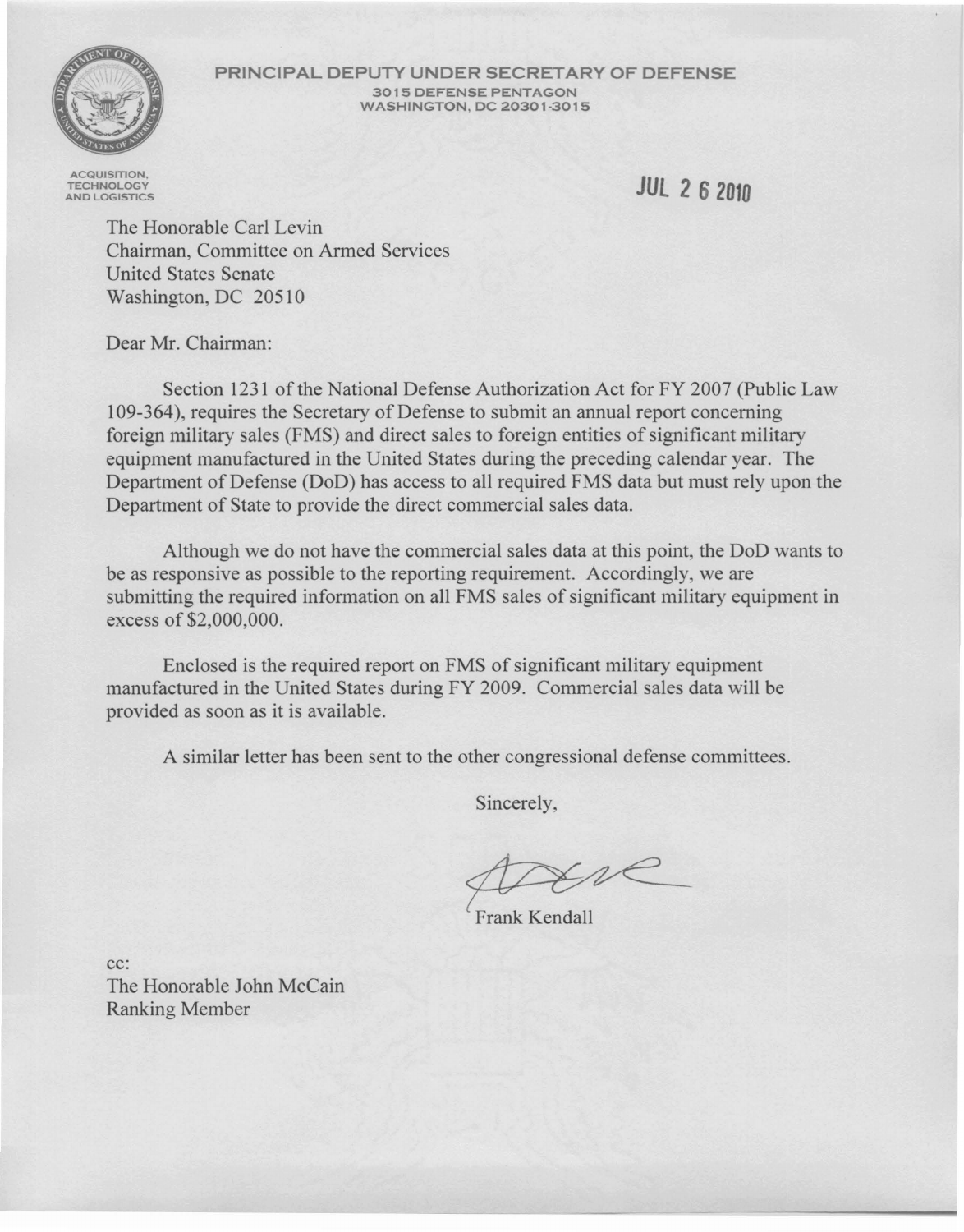PRINCIPAL DEPUTY UNDER SECRETARY OF DEFENSE
3015 DEFENSE PENTAGON
WASHINGTON, DC 20301-3015

ACQUISITION, TECHNOLOGY AND LOGISTICS

JUL 26 2010

The Honorable Carl Levin
Chairman, Committee on Armed Services
United States Senate
Washington, DC 20510

Dear Mr. Chairman:

Section 1231 of the National Defense Authorization Act for FY 2007 (Public Law 109-364), requires the Secretary of Defense to submit an annual report concerning foreign military sales (FMS) and direct sales to foreign entities of significant military equipment manufactured in the United States during the preceding calendar year. The Department of Defense (DoD) has access to all required FMS data but must rely upon the Department of State to provide the direct commercial sales data.

Although we do not have the commercial sales data at this point, the DoD wants to be as responsive as possible to the reporting requirement. Accordingly, we are submitting the required information on all FMS sales of significant military equipment in excess of $2,000,000.

Enclosed is the required report on FMS of significant military equipment manufactured in the United States during FY 2009. Commercial sales data will be provided as soon as it is available.

A similar letter has been sent to the other congressional defense committees.

Sincerely,

Frank Kendall

cc:
The Honorable John McCain
Ranking Member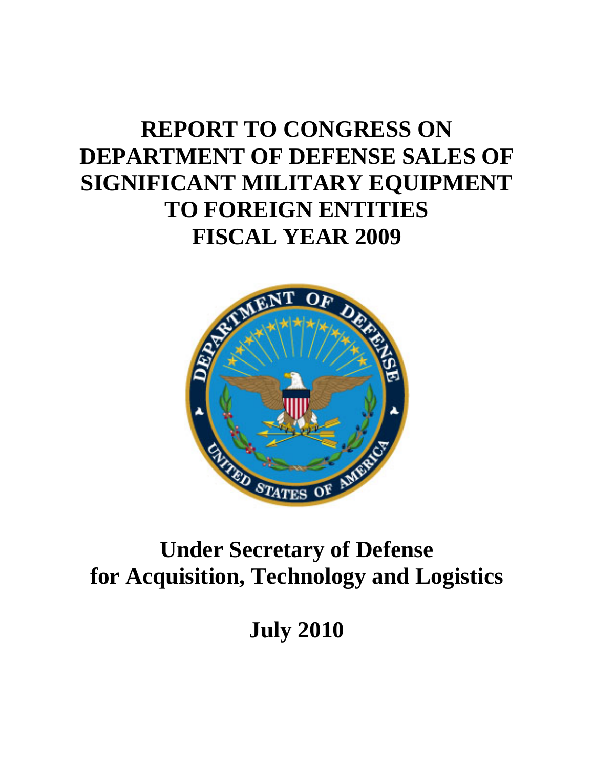# REPORT TO CONGRESS ON DEPARTMENT OF DEFENSE SALES OF SIGNIFICANT MILITARY EQUIPMENT TO FOREIGN ENTITIES FISCAL YEAR 2009

## Under Secretary of Defense for Acquisition, Technology and Logistics

## July 2010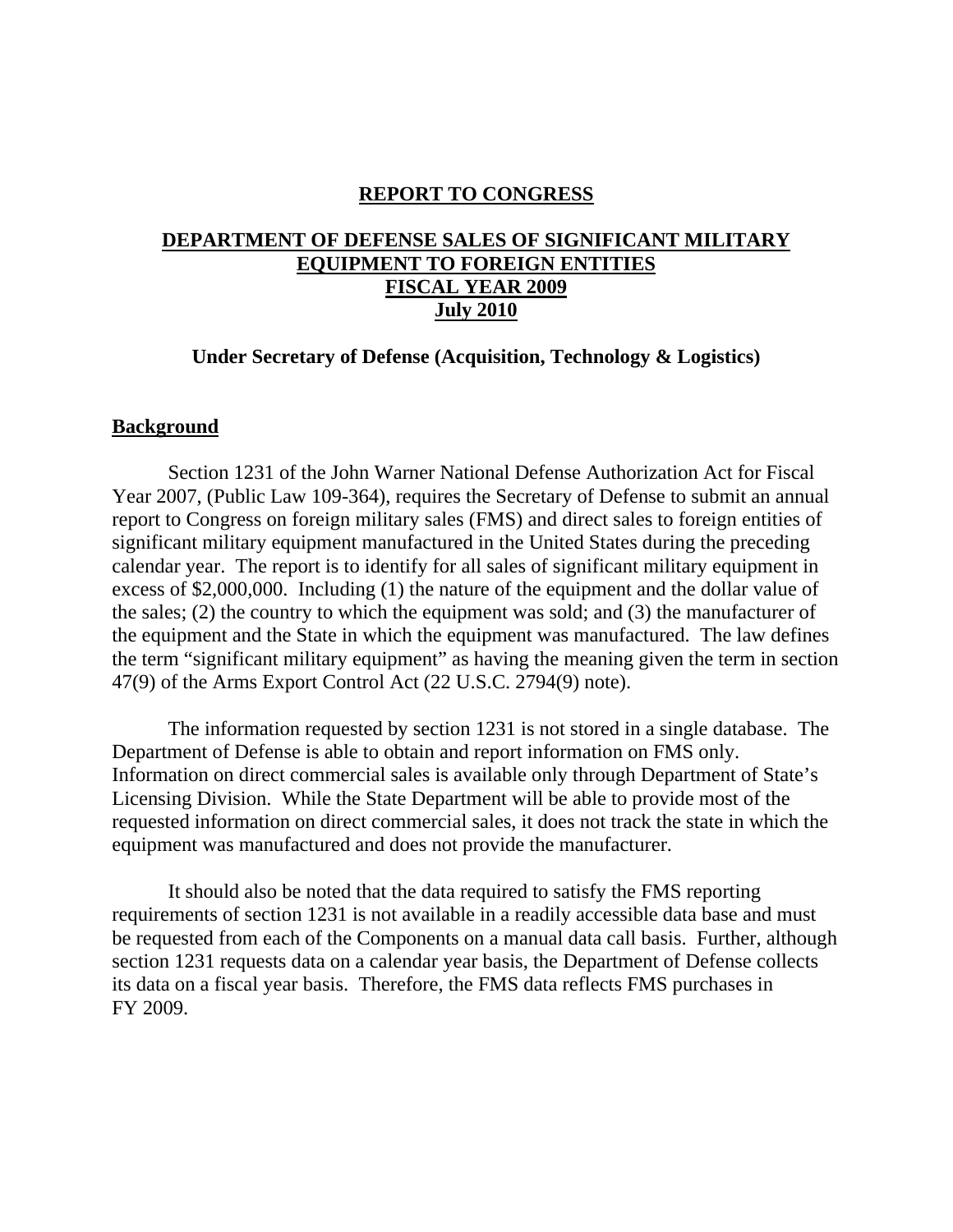# REPORT TO CONGRESS

## DEPARTMENT OF DEFENSE SALES OF SIGNIFICANT MILITARY EQUIPMENT TO FOREIGN ENTITIES
## FISCAL YEAR 2009
## July 2010

### Under Secretary of Defense (Acquisition, Technology & Logistics)

## Background

Section 1231 of the John Warner National Defense Authorization Act for Fiscal Year 2007, (Public Law 109-364), requires the Secretary of Defense to submit an annual report to Congress on foreign military sales (FMS) and direct sales to foreign entities of significant military equipment manufactured in the United States during the preceding calendar year. The report is to identify for all sales of significant military equipment in excess of $2,000,000. Including (1) the nature of the equipment and the dollar value of the sales; (2) the country to which the equipment was sold; and (3) the manufacturer of the equipment and the State in which the equipment was manufactured. The law defines the term "significant military equipment" as having the meaning given the term in section 47(9) of the Arms Export Control Act (22 U.S.C. 2794(9) note).

The information requested by section 1231 is not stored in a single database. The Department of Defense is able to obtain and report information on FMS only. Information on direct commercial sales is available only through Department of State's Licensing Division. While the State Department will be able to provide most of the requested information on direct commercial sales, it does not track the state in which the equipment was manufactured and does not provide the manufacturer.

It should also be noted that the data required to satisfy the FMS reporting requirements of section 1231 is not available in a readily accessible data base and must be requested from each of the Components on a manual data call basis. Further, although section 1231 requests data on a calendar year basis, the Department of Defense collects its data on a fiscal year basis. Therefore, the FMS data reflects FMS purchases in FY 2009.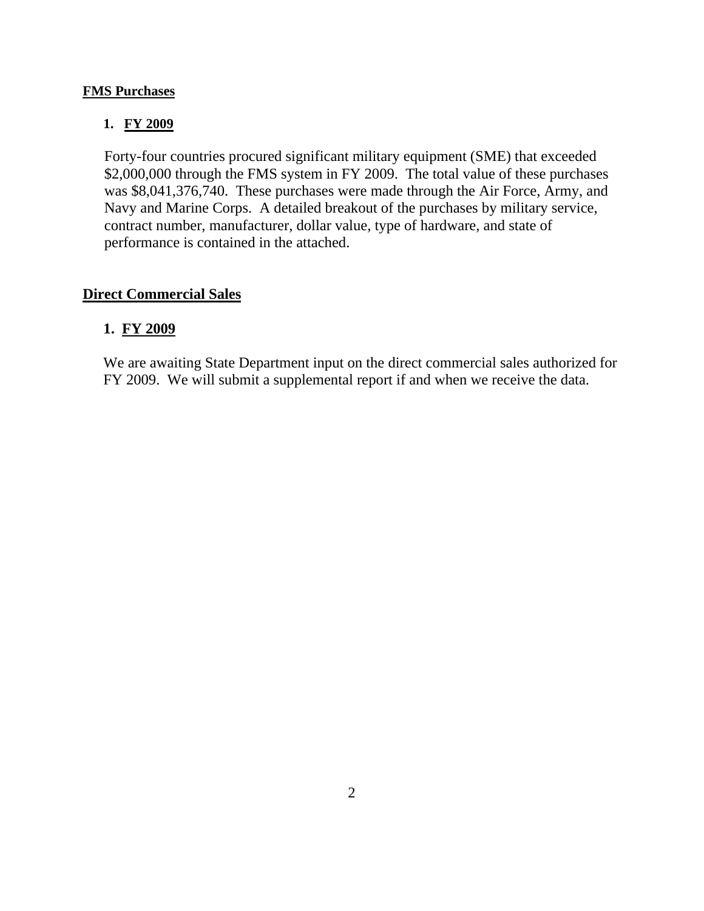## FMS Purchases

### 1. FY 2009

Forty-four countries procured significant military equipment (SME) that exceeded $2,000,000 through the FMS system in FY 2009. The total value of these purchases was $8,041,376,740. These purchases were made through the Air Force, Army, and Navy and Marine Corps. A detailed breakout of the purchases by military service, contract number, manufacturer, dollar value, type of hardware, and state of performance is contained in the attached.

## Direct Commercial Sales

### 1. FY 2009

We are awaiting State Department input on the direct commercial sales authorized for FY 2009. We will submit a supplemental report if and when we receive the data.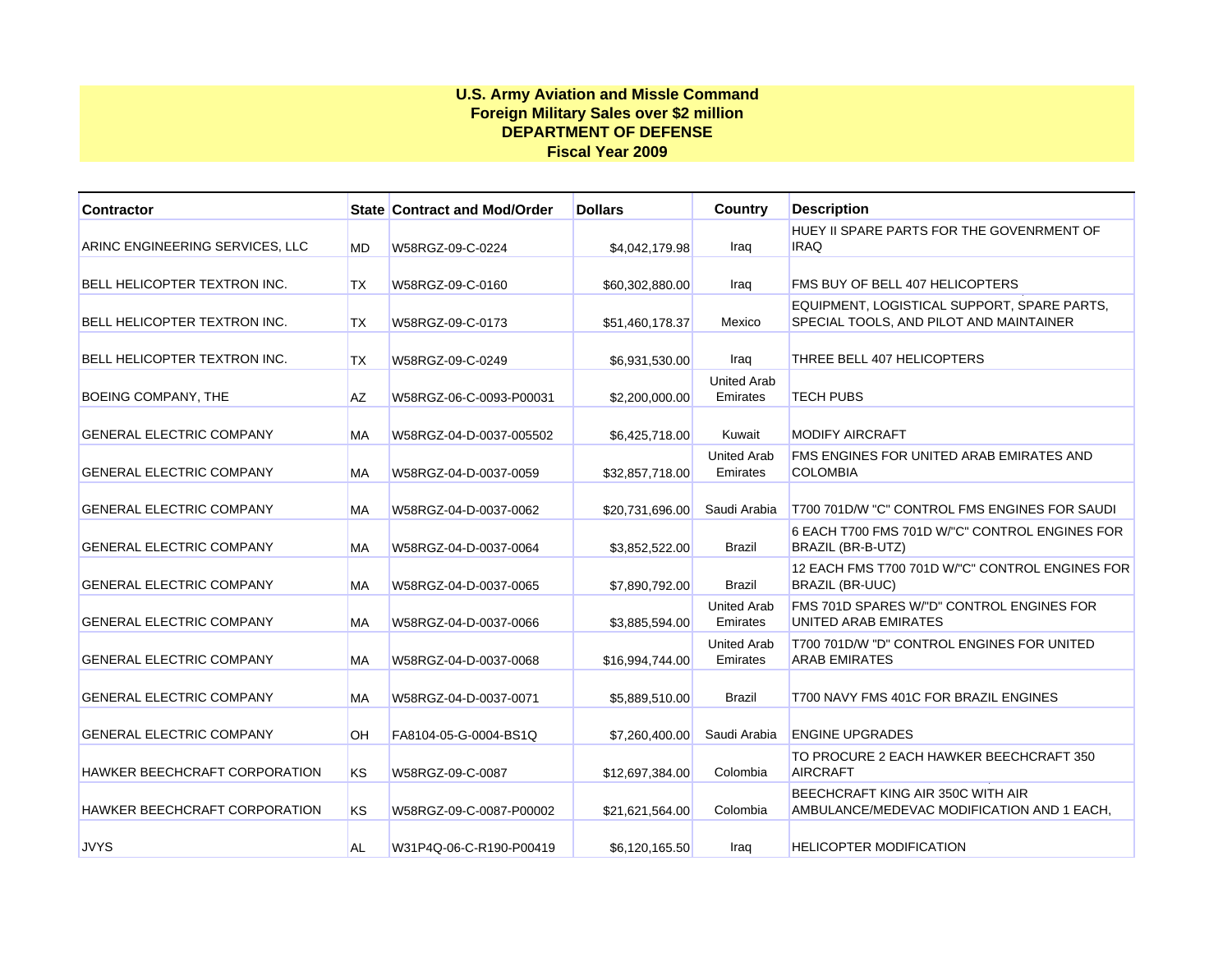**U.S. Army Aviation and Missle Command**
**Foreign Military Sales over $2 million**
**DEPARTMENT OF DEFENSE**
**Fiscal Year 2009**

| Contractor | State | Contract and Mod/Order | Dollars | Country | Description |
|---|---|---|---|---|---|
| ARINC ENGINEERING SERVICES, LLC | MD | W58RGZ-09-C-0224 | $4,042,179.98 | Iraq | HUEY II SPARE PARTS FOR THE GOVENRMENT OF IRAQ |
| BELL HELICOPTER TEXTRON INC. | TX | W58RGZ-09-C-0160 | $60,302,880.00 | Iraq | FMS BUY OF BELL 407 HELICOPTERS |
| BELL HELICOPTER TEXTRON INC. | TX | W58RGZ-09-C-0173 | $51,460,178.37 | Mexico | EQUIPMENT, LOGISTICAL SUPPORT, SPARE PARTS, SPECIAL TOOLS, AND PILOT AND MAINTAINER |
| BELL HELICOPTER TEXTRON INC. | TX | W58RGZ-09-C-0249 | $6,931,530.00 | Iraq | THREE BELL 407 HELICOPTERS |
| BOEING COMPANY, THE | AZ | W58RGZ-06-C-0093-P00031 | $2,200,000.00 | United Arab Emirates | TECH PUBS |
| GENERAL ELECTRIC COMPANY | MA | W58RGZ-04-D-0037-005502 | $6,425,718.00 | Kuwait | MODIFY AIRCRAFT |
| GENERAL ELECTRIC COMPANY | MA | W58RGZ-04-D-0037-0059 | $32,857,718.00 | United Arab Emirates | FMS ENGINES FOR UNITED ARAB EMIRATES AND COLOMBIA |
| GENERAL ELECTRIC COMPANY | MA | W58RGZ-04-D-0037-0062 | $20,731,696.00 | Saudi Arabia | T700 701D/W "C" CONTROL FMS ENGINES FOR SAUDI |
| GENERAL ELECTRIC COMPANY | MA | W58RGZ-04-D-0037-0064 | $3,852,522.00 | Brazil | 6 EACH T700 FMS 701D W/"C" CONTROL ENGINES FOR BRAZIL (BR-B-UTZ) |
| GENERAL ELECTRIC COMPANY | MA | W58RGZ-04-D-0037-0065 | $7,890,792.00 | Brazil | 12 EACH FMS T700 701D W/"C" CONTROL ENGINES FOR BRAZIL (BR-UUC) |
| GENERAL ELECTRIC COMPANY | MA | W58RGZ-04-D-0037-0066 | $3,885,594.00 | United Arab Emirates | FMS 701D SPARES W/"D" CONTROL ENGINES FOR UNITED ARAB EMIRATES |
| GENERAL ELECTRIC COMPANY | MA | W58RGZ-04-D-0037-0068 | $16,994,744.00 | United Arab Emirates | T700 701D/W "D" CONTROL ENGINES FOR UNITED ARAB EMIRATES |
| GENERAL ELECTRIC COMPANY | MA | W58RGZ-04-D-0037-0071 | $5,889,510.00 | Brazil | T700 NAVY FMS 401C FOR BRAZIL ENGINES |
| GENERAL ELECTRIC COMPANY | OH | FA8104-05-G-0004-BS1Q | $7,260,400.00 | Saudi Arabia | ENGINE UPGRADES |
| HAWKER BEECHCRAFT CORPORATION | KS | W58RGZ-09-C-0087 | $12,697,384.00 | Colombia | TO PROCURE 2 EACH HAWKER BEECHCRAFT 350 AIRCRAFT |
| HAWKER BEECHCRAFT CORPORATION | KS | W58RGZ-09-C-0087-P00002 | $21,621,564.00 | Colombia | BEECHCRAFT KING AIR 350C WITH AIR AMBULANCE/MEDEVAC MODIFICATION AND 1 EACH, |
| JVYS | AL | W31P4Q-06-C-R190-P00419 | $6,120,165.50 | Iraq | HELICOPTER MODIFICATION |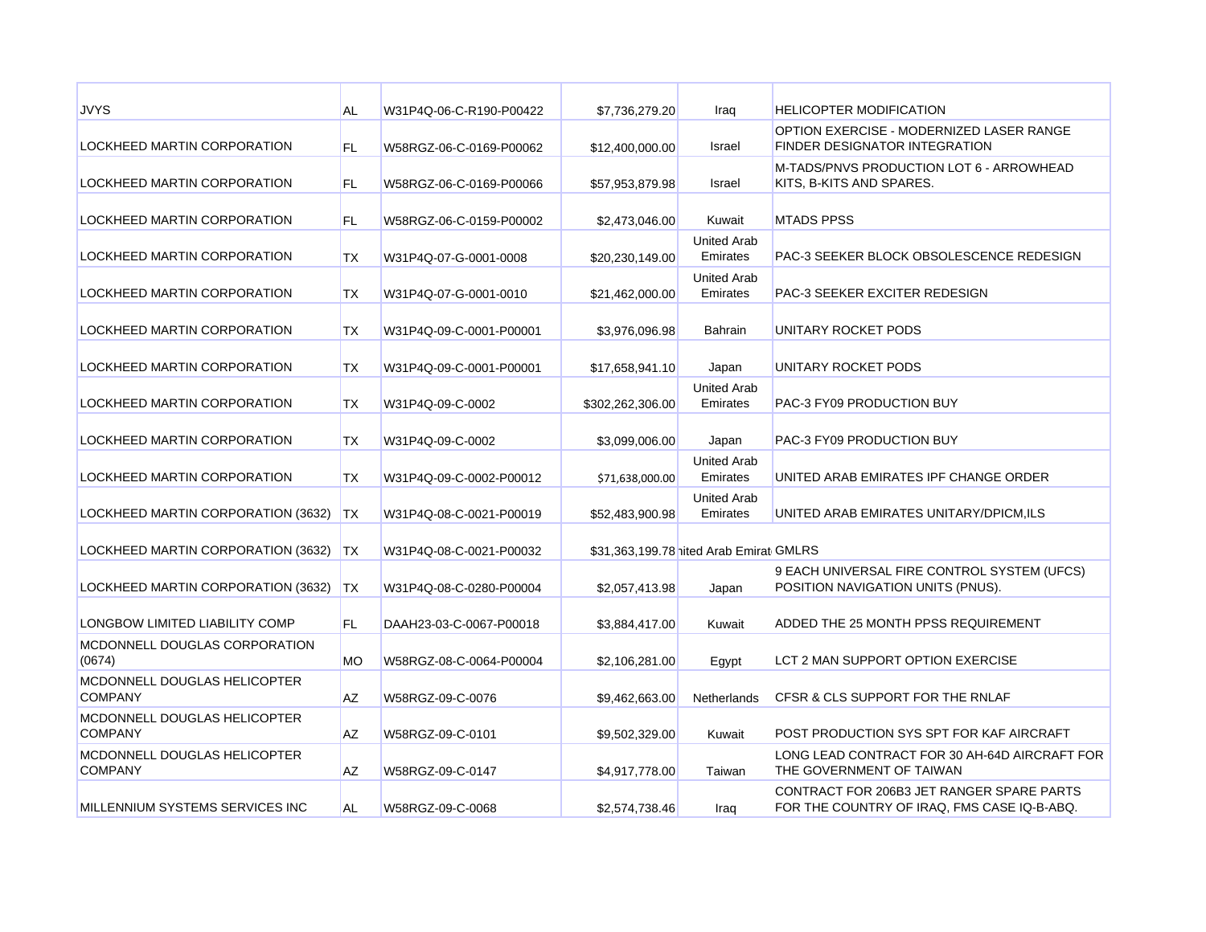| | | | | | |
|---|---|---|---|---|---|
| JVYS | AL | W31P4Q-06-C-R190-P00422 | $7,736,279.20 | Iraq | HELICOPTER MODIFICATION |
| LOCKHEED MARTIN CORPORATION | FL | W58RGZ-06-C-0169-P00062 | $12,400,000.00 | Israel | OPTION EXERCISE - MODERNIZED LASER RANGE FINDER DESIGNATOR INTEGRATION |
| LOCKHEED MARTIN CORPORATION | FL | W58RGZ-06-C-0169-P00066 | $57,953,879.98 | Israel | M-TADS/PNVS PRODUCTION LOT 6 - ARROWHEAD KITS, B-KITS AND SPARES. |
| LOCKHEED MARTIN CORPORATION | FL | W58RGZ-06-C-0159-P00002 | $2,473,046.00 | Kuwait | MTADS PPSS |
| LOCKHEED MARTIN CORPORATION | TX | W31P4Q-07-G-0001-0008 | $20,230,149.00 | United Arab Emirates | PAC-3 SEEKER BLOCK OBSOLESCENCE REDESIGN |
| LOCKHEED MARTIN CORPORATION | TX | W31P4Q-07-G-0001-0010 | $21,462,000.00 | United Arab Emirates | PAC-3 SEEKER EXCITER REDESIGN |
| LOCKHEED MARTIN CORPORATION | TX | W31P4Q-09-C-0001-P00001 | $3,976,096.98 | Bahrain | UNITARY ROCKET PODS |
| LOCKHEED MARTIN CORPORATION | TX | W31P4Q-09-C-0001-P00001 | $17,658,941.10 | Japan | UNITARY ROCKET PODS |
| LOCKHEED MARTIN CORPORATION | TX | W31P4Q-09-C-0002 | $302,262,306.00 | United Arab Emirates | PAC-3 FY09 PRODUCTION BUY |
| LOCKHEED MARTIN CORPORATION | TX | W31P4Q-09-C-0002 | $3,099,006.00 | Japan | PAC-3 FY09 PRODUCTION BUY |
| LOCKHEED MARTIN CORPORATION | TX | W31P4Q-09-C-0002-P00012 | $71,638,000.00 | United Arab Emirates | UNITED ARAB EMIRATES IPF CHANGE ORDER |
| LOCKHEED MARTIN CORPORATION (3632) | TX | W31P4Q-08-C-0021-P00019 | $52,483,900.98 | United Arab Emirates | UNITED ARAB EMIRATES UNITARY/DPICM,ILS |
| LOCKHEED MARTIN CORPORATION (3632) | TX | W31P4Q-08-C-0021-P00032 | $31,363,199.78 | United Arab Emirates | GMLRS |
| LOCKHEED MARTIN CORPORATION (3632) | TX | W31P4Q-08-C-0280-P00004 | $2,057,413.98 | Japan | 9 EACH UNIVERSAL FIRE CONTROL SYSTEM (UFCS) POSITION NAVIGATION UNITS (PNUS). |
| LONGBOW LIMITED LIABILITY COMP | FL | DAAH23-03-C-0067-P00018 | $3,884,417.00 | Kuwait | ADDED THE 25 MONTH PPSS REQUIREMENT |
| MCDONNELL DOUGLAS CORPORATION (0674) | MO | W58RGZ-08-C-0064-P00004 | $2,106,281.00 | Egypt | LCT 2 MAN SUPPORT OPTION EXERCISE |
| MCDONNELL DOUGLAS HELICOPTER COMPANY | AZ | W58RGZ-09-C-0076 | $9,462,663.00 | Netherlands | CFSR & CLS SUPPORT FOR THE RNLAF |
| MCDONNELL DOUGLAS HELICOPTER COMPANY | AZ | W58RGZ-09-C-0101 | $9,502,329.00 | Kuwait | POST PRODUCTION SYS SPT FOR KAF AIRCRAFT |
| MCDONNELL DOUGLAS HELICOPTER COMPANY | AZ | W58RGZ-09-C-0147 | $4,917,778.00 | Taiwan | LONG LEAD CONTRACT FOR 30 AH-64D AIRCRAFT FOR THE GOVERNMENT OF TAIWAN |
| MILLENNIUM SYSTEMS SERVICES INC | AL | W58RGZ-09-C-0068 | $2,574,738.46 | Iraq | CONTRACT FOR 206B3 JET RANGER SPARE PARTS FOR THE COUNTRY OF IRAQ, FMS CASE IQ-B-ABQ. |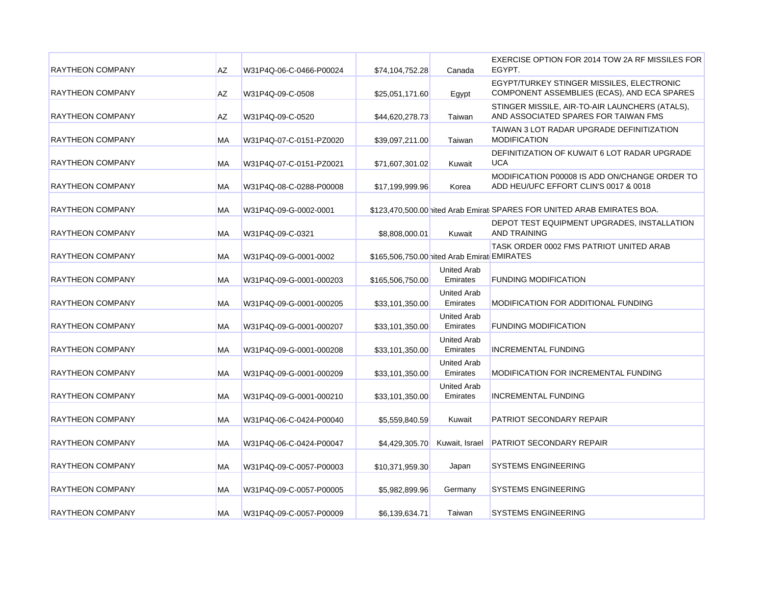| | | | | | |
|---|---|---|---|---|---|
| RAYTHEON COMPANY | AZ | W31P4Q-06-C-0466-P00024 | $74,104,752.28 | Canada | EXERCISE OPTION FOR 2014 TOW 2A RF MISSILES FOR EGYPT. |
| RAYTHEON COMPANY | AZ | W31P4Q-09-C-0508 | $25,051,171.60 | Egypt | EGYPT/TURKEY STINGER MISSILES, ELECTRONIC COMPONENT ASSEMBLIES (ECAS), AND ECA SPARES |
| RAYTHEON COMPANY | AZ | W31P4Q-09-C-0520 | $44,620,278.73 | Taiwan | STINGER MISSILE, AIR-TO-AIR LAUNCHERS (ATALS), AND ASSOCIATED SPARES FOR TAIWAN FMS |
| RAYTHEON COMPANY | MA | W31P4Q-07-C-0151-PZ0020 | $39,097,211.00 | Taiwan | TAIWAN 3 LOT RADAR UPGRADE DEFINITIZATION MODIFICATION |
| RAYTHEON COMPANY | MA | W31P4Q-07-C-0151-PZ0021 | $71,607,301.02 | Kuwait | DEFINITIZATION OF KUWAIT 6 LOT RADAR UPGRADE UCA |
| RAYTHEON COMPANY | MA | W31P4Q-08-C-0288-P00008 | $17,199,999.96 | Korea | MODIFICATION P00008 IS ADD ON/CHANGE ORDER TO ADD HEU/UFC EFFORT CLIN'S 0017 & 0018 |
| RAYTHEON COMPANY | MA | W31P4Q-09-G-0002-0001 | $123,470,500.00 | nited Arab Emirat | SPARES FOR UNITED ARAB EMIRATES BOA. |
| RAYTHEON COMPANY | MA | W31P4Q-09-C-0321 | $8,808,000.01 | Kuwait | DEPOT TEST EQUIPMENT UPGRADES, INSTALLATION AND TRAINING |
| RAYTHEON COMPANY | MA | W31P4Q-09-G-0001-0002 | $165,506,750.00 | nited Arab Emirat | TASK ORDER 0002 FMS PATRIOT UNITED ARAB EMIRATES |
| RAYTHEON COMPANY | MA | W31P4Q-09-G-0001-000203 | $165,506,750.00 | United Arab Emirates | FUNDING MODIFICATION |
| RAYTHEON COMPANY | MA | W31P4Q-09-G-0001-000205 | $33,101,350.00 | United Arab Emirates | MODIFICATION FOR ADDITIONAL FUNDING |
| RAYTHEON COMPANY | MA | W31P4Q-09-G-0001-000207 | $33,101,350.00 | United Arab Emirates | FUNDING MODIFICATION |
| RAYTHEON COMPANY | MA | W31P4Q-09-G-0001-000208 | $33,101,350.00 | United Arab Emirates | INCREMENTAL FUNDING |
| RAYTHEON COMPANY | MA | W31P4Q-09-G-0001-000209 | $33,101,350.00 | United Arab Emirates | MODIFICATION FOR INCREMENTAL FUNDING |
| RAYTHEON COMPANY | MA | W31P4Q-09-G-0001-000210 | $33,101,350.00 | United Arab Emirates | INCREMENTAL FUNDING |
| RAYTHEON COMPANY | MA | W31P4Q-06-C-0424-P00040 | $5,559,840.59 | Kuwait | PATRIOT SECONDARY REPAIR |
| RAYTHEON COMPANY | MA | W31P4Q-06-C-0424-P00047 | $4,429,305.70 | Kuwait, Israel | PATRIOT SECONDARY REPAIR |
| RAYTHEON COMPANY | MA | W31P4Q-09-C-0057-P00003 | $10,371,959.30 | Japan | SYSTEMS ENGINEERING |
| RAYTHEON COMPANY | MA | W31P4Q-09-C-0057-P00005 | $5,982,899.96 | Germany | SYSTEMS ENGINEERING |
| RAYTHEON COMPANY | MA | W31P4Q-09-C-0057-P00009 | $6,139,634.71 | Taiwan | SYSTEMS ENGINEERING |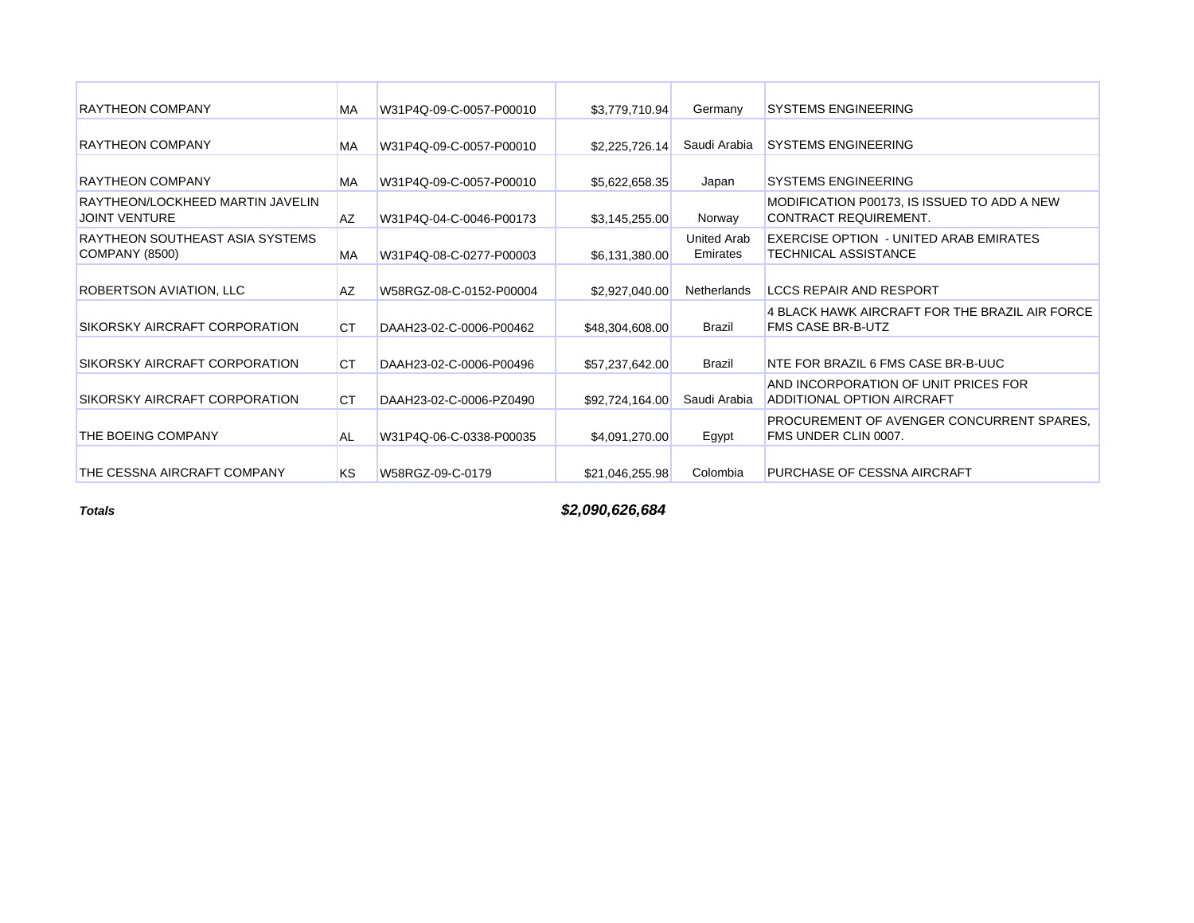| | | | | | |
|---|---|---|---|---|---|
| RAYTHEON COMPANY | MA | W31P4Q-09-C-0057-P00010 | $3,779,710.94 | Germany | SYSTEMS ENGINEERING |
| RAYTHEON COMPANY | MA | W31P4Q-09-C-0057-P00010 | $2,225,726.14 | Saudi Arabia | SYSTEMS ENGINEERING |
| RAYTHEON COMPANY | MA | W31P4Q-09-C-0057-P00010 | $5,622,658.35 | Japan | SYSTEMS ENGINEERING |
| RAYTHEON/LOCKHEED MARTIN JAVELIN JOINT VENTURE | AZ | W31P4Q-04-C-0046-P00173 | $3,145,255.00 | Norway | MODIFICATION P00173, IS ISSUED TO ADD A NEW CONTRACT REQUIREMENT. |
| RAYTHEON SOUTHEAST ASIA SYSTEMS COMPANY (8500) | MA | W31P4Q-08-C-0277-P00003 | $6,131,380.00 | United Arab Emirates | EXERCISE OPTION - UNITED ARAB EMIRATES TECHNICAL ASSISTANCE |
| ROBERTSON AVIATION, LLC | AZ | W58RGZ-08-C-0152-P00004 | $2,927,040.00 | Netherlands | LCCS REPAIR AND RESPORT |
| SIKORSKY AIRCRAFT CORPORATION | CT | DAAH23-02-C-0006-P00462 | $48,304,608.00 | Brazil | 4 BLACK HAWK AIRCRAFT FOR THE BRAZIL AIR FORCE FMS CASE BR-B-UTZ |
| SIKORSKY AIRCRAFT CORPORATION | CT | DAAH23-02-C-0006-P00496 | $57,237,642.00 | Brazil | NTE FOR BRAZIL 6 FMS CASE BR-B-UUC |
| SIKORSKY AIRCRAFT CORPORATION | CT | DAAH23-02-C-0006-PZ0490 | $92,724,164.00 | Saudi Arabia | AND INCORPORATION OF UNIT PRICES FOR ADDITIONAL OPTION AIRCRAFT |
| THE BOEING COMPANY | AL | W31P4Q-06-C-0338-P00035 | $4,091,270.00 | Egypt | PROCUREMENT OF AVENGER CONCURRENT SPARES, FMS UNDER CLIN 0007. |
| THE CESSNA AIRCRAFT COMPANY | KS | W58RGZ-09-C-0179 | $21,046,255.98 | Colombia | PURCHASE OF CESSNA AIRCRAFT |
| ***Totals*** | | | ***$2,090,626,684*** | | |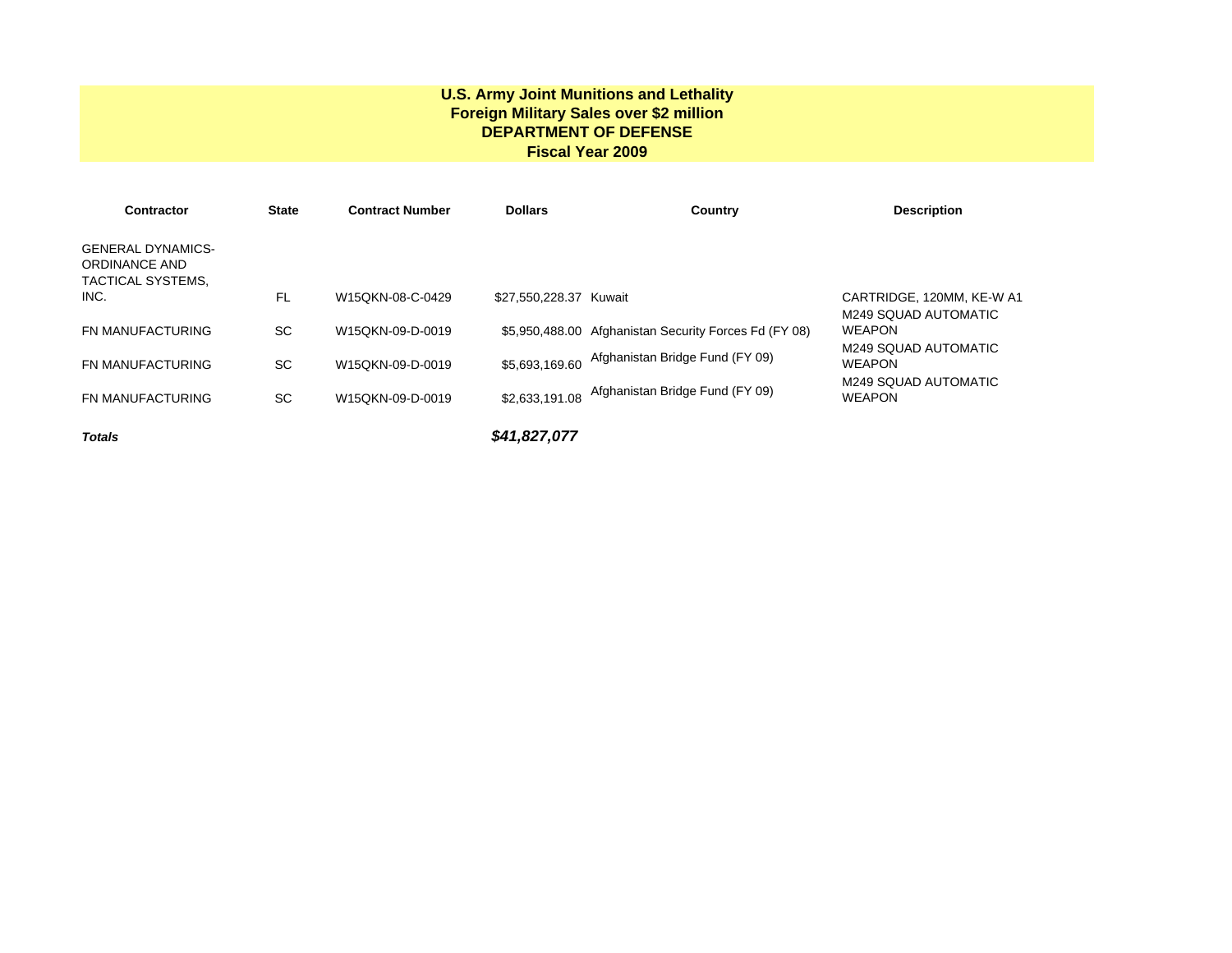**U.S. Army Joint Munitions and Lethality**
**Foreign Military Sales over $2 million**
**DEPARTMENT OF DEFENSE**
**Fiscal Year 2009**

| Contractor | State | Contract Number | Dollars | Country | Description |
|---|---|---|---|---|---|
| GENERAL DYNAMICS-ORDINANCE AND TACTICAL SYSTEMS, INC. | FL | W15QKN-08-C-0429 | $27,550,228.37 | Kuwait | CARTRIDGE, 120MM, KE-W A1 |
| FN MANUFACTURING | SC | W15QKN-09-D-0019 | $5,950,488.00 | Afghanistan Security Forces Fd (FY 08) | M249 SQUAD AUTOMATIC WEAPON |
| FN MANUFACTURING | SC | W15QKN-09-D-0019 | $5,693,169.60 | Afghanistan Bridge Fund (FY 09) | M249 SQUAD AUTOMATIC WEAPON |
| FN MANUFACTURING | SC | W15QKN-09-D-0019 | $2,633,191.08 | Afghanistan Bridge Fund (FY 09) | M249 SQUAD AUTOMATIC WEAPON |
| ***Totals*** | | | ***$41,827,077*** | | |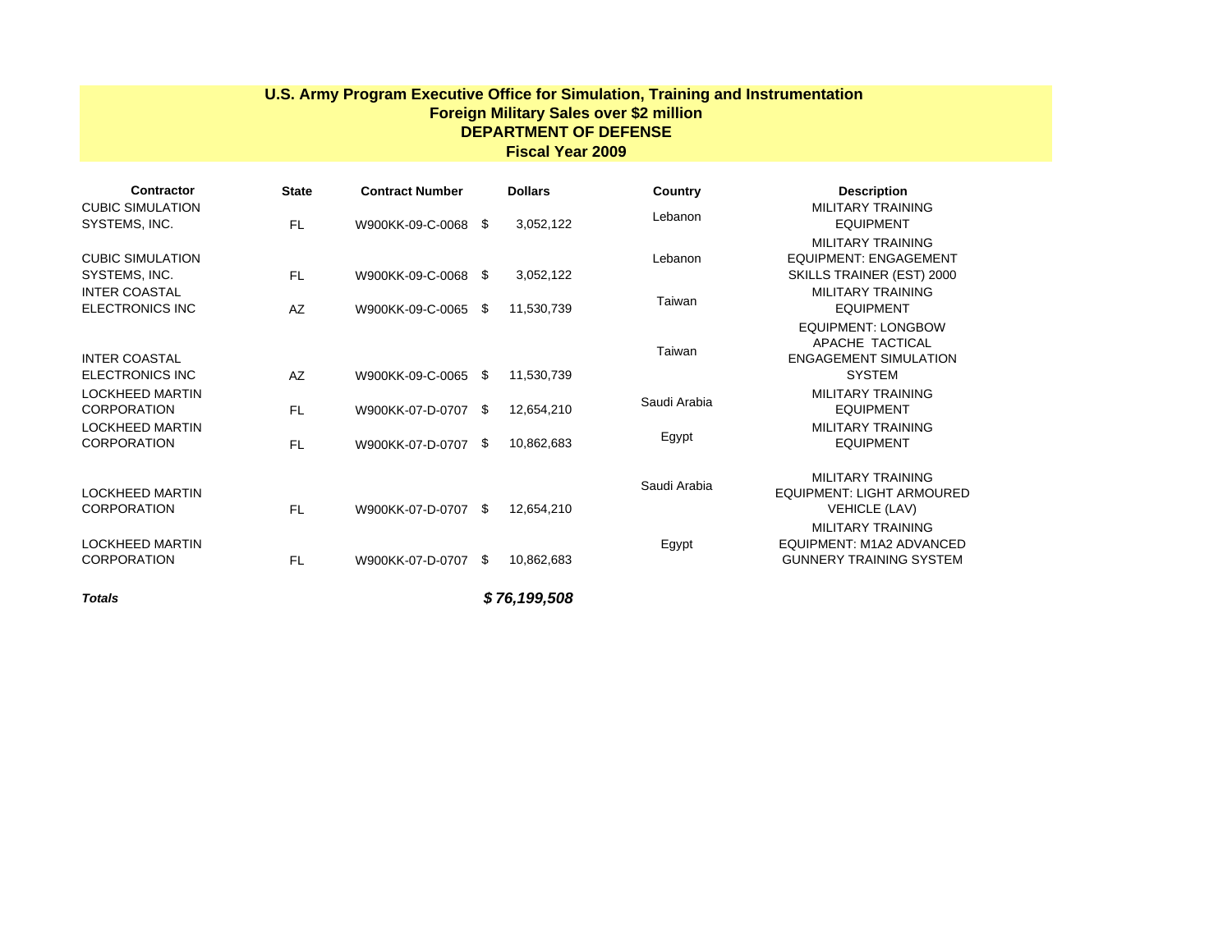# U.S. Army Program Executive Office for Simulation, Training and Instrumentation
## Foreign Military Sales over $2 million
## DEPARTMENT OF DEFENSE
## Fiscal Year 2009

| Contractor | State | Contract Number | Dollars | Country | Description |
|---|---|---|---|---|---|
| CUBIC SIMULATION SYSTEMS, INC. | FL | W900KK-09-C-0068 | $ 3,052,122 | Lebanon | MILITARY TRAINING EQUIPMENT |
| CUBIC SIMULATION SYSTEMS, INC. | FL | W900KK-09-C-0068 | $ 3,052,122 | Lebanon | MILITARY TRAINING EQUIPMENT: ENGAGEMENT SKILLS TRAINER (EST) 2000 |
| INTER COASTAL ELECTRONICS INC | AZ | W900KK-09-C-0065 | $ 11,530,739 | Taiwan | MILITARY TRAINING EQUIPMENT |
| INTER COASTAL ELECTRONICS INC | AZ | W900KK-09-C-0065 | $ 11,530,739 | Taiwan | EQUIPMENT: LONGBOW APACHE TACTICAL ENGAGEMENT SIMULATION SYSTEM |
| LOCKHEED MARTIN CORPORATION | FL | W900KK-07-D-0707 | $ 12,654,210 | Saudi Arabia | MILITARY TRAINING EQUIPMENT |
| LOCKHEED MARTIN CORPORATION | FL | W900KK-07-D-0707 | $ 10,862,683 | Egypt | MILITARY TRAINING EQUIPMENT |
| LOCKHEED MARTIN CORPORATION | FL | W900KK-07-D-0707 | $ 12,654,210 | Saudi Arabia | MILITARY TRAINING EQUIPMENT: LIGHT ARMOURED VEHICLE (LAV) |
| LOCKHEED MARTIN CORPORATION | FL | W900KK-07-D-0707 | $ 10,862,683 | Egypt | MILITARY TRAINING EQUIPMENT: M1A2 ADVANCED GUNNERY TRAINING SYSTEM |
| ***Totals*** | | | ***$ 76,199,508*** | | |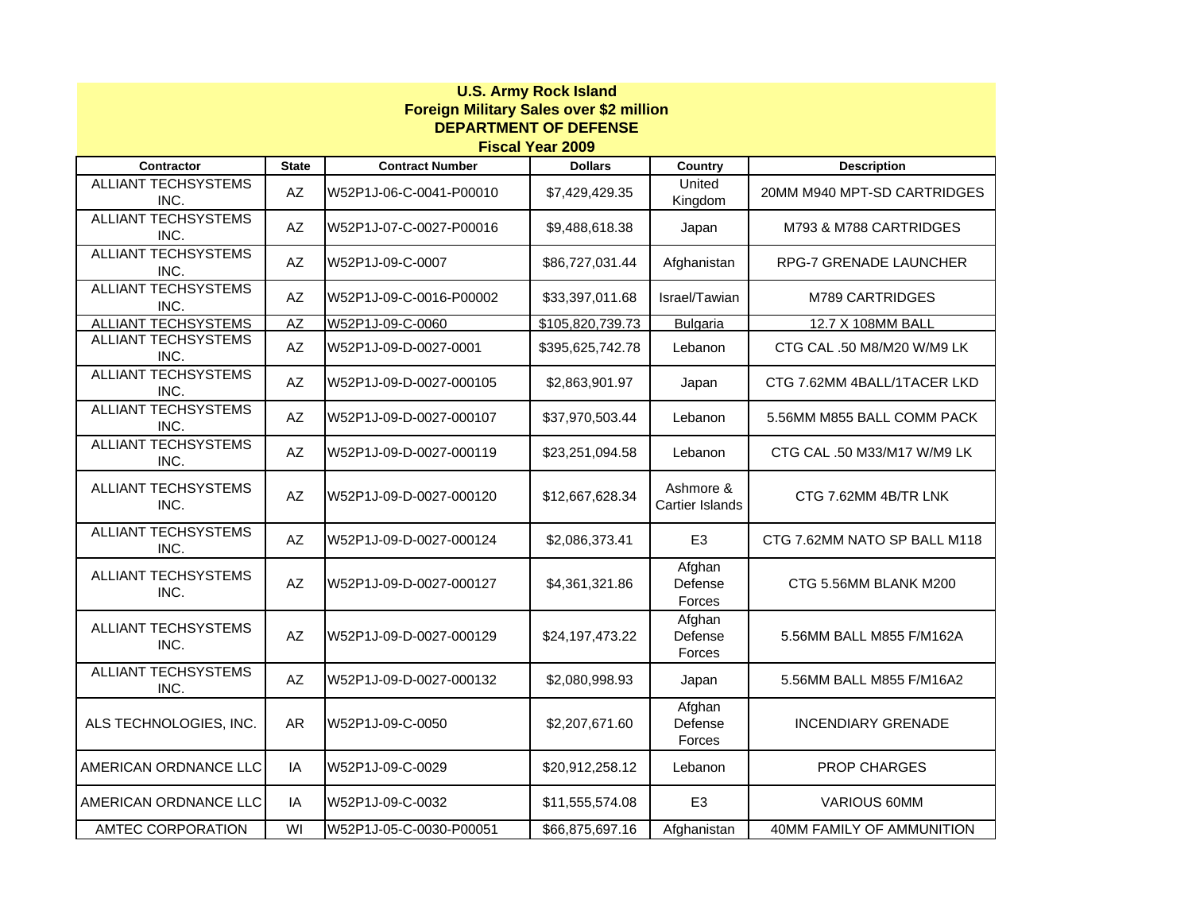**U.S. Army Rock Island**
**Foreign Military Sales over $2 million**
**DEPARTMENT OF DEFENSE**
**Fiscal Year 2009**

| Contractor | State | Contract Number | Dollars | Country | Description |
|---|---|---|---|---|---|
| ALLIANT TECHSYSTEMS INC. | AZ | W52P1J-06-C-0041-P00010 | $7,429,429.35 | United Kingdom | 20MM M940 MPT-SD CARTRIDGES |
| ALLIANT TECHSYSTEMS INC. | AZ | W52P1J-07-C-0027-P00016 | $9,488,618.38 | Japan | M793 & M788 CARTRIDGES |
| ALLIANT TECHSYSTEMS INC. | AZ | W52P1J-09-C-0007 | $86,727,031.44 | Afghanistan | RPG-7 GRENADE LAUNCHER |
| ALLIANT TECHSYSTEMS INC. | AZ | W52P1J-09-C-0016-P00002 | $33,397,011.68 | Israel/Tawian | M789 CARTRIDGES |
| ALLIANT TECHSYSTEMS | AZ | W52P1J-09-C-0060 | $105,820,739.73 | Bulgaria | 12.7 X 108MM BALL |
| ALLIANT TECHSYSTEMS INC. | AZ | W52P1J-09-D-0027-0001 | $395,625,742.78 | Lebanon | CTG CAL .50 M8/M20 W/M9 LK |
| ALLIANT TECHSYSTEMS INC. | AZ | W52P1J-09-D-0027-000105 | $2,863,901.97 | Japan | CTG 7.62MM 4BALL/1TACER LKD |
| ALLIANT TECHSYSTEMS INC. | AZ | W52P1J-09-D-0027-000107 | $37,970,503.44 | Lebanon | 5.56MM M855 BALL COMM PACK |
| ALLIANT TECHSYSTEMS INC. | AZ | W52P1J-09-D-0027-000119 | $23,251,094.58 | Lebanon | CTG CAL .50 M33/M17 W/M9 LK |
| ALLIANT TECHSYSTEMS INC. | AZ | W52P1J-09-D-0027-000120 | $12,667,628.34 | Ashmore & Cartier Islands | CTG 7.62MM 4B/TR LNK |
| ALLIANT TECHSYSTEMS INC. | AZ | W52P1J-09-D-0027-000124 | $2,086,373.41 | E3 | CTG 7.62MM NATO SP BALL M118 |
| ALLIANT TECHSYSTEMS INC. | AZ | W52P1J-09-D-0027-000127 | $4,361,321.86 | Afghan Defense Forces | CTG 5.56MM BLANK M200 |
| ALLIANT TECHSYSTEMS INC. | AZ | W52P1J-09-D-0027-000129 | $24,197,473.22 | Afghan Defense Forces | 5.56MM BALL M855 F/M162A |
| ALLIANT TECHSYSTEMS INC. | AZ | W52P1J-09-D-0027-000132 | $2,080,998.93 | Japan | 5.56MM BALL M855 F/M16A2 |
| ALS TECHNOLOGIES, INC. | AR | W52P1J-09-C-0050 | $2,207,671.60 | Afghan Defense Forces | INCENDIARY GRENADE |
| AMERICAN ORDNANCE LLC | IA | W52P1J-09-C-0029 | $20,912,258.12 | Lebanon | PROP CHARGES |
| AMERICAN ORDNANCE LLC | IA | W52P1J-09-C-0032 | $11,555,574.08 | E3 | VARIOUS 60MM |
| AMTEC CORPORATION | WI | W52P1J-05-C-0030-P00051 | $66,875,697.16 | Afghanistan | 40MM FAMILY OF AMMUNITION |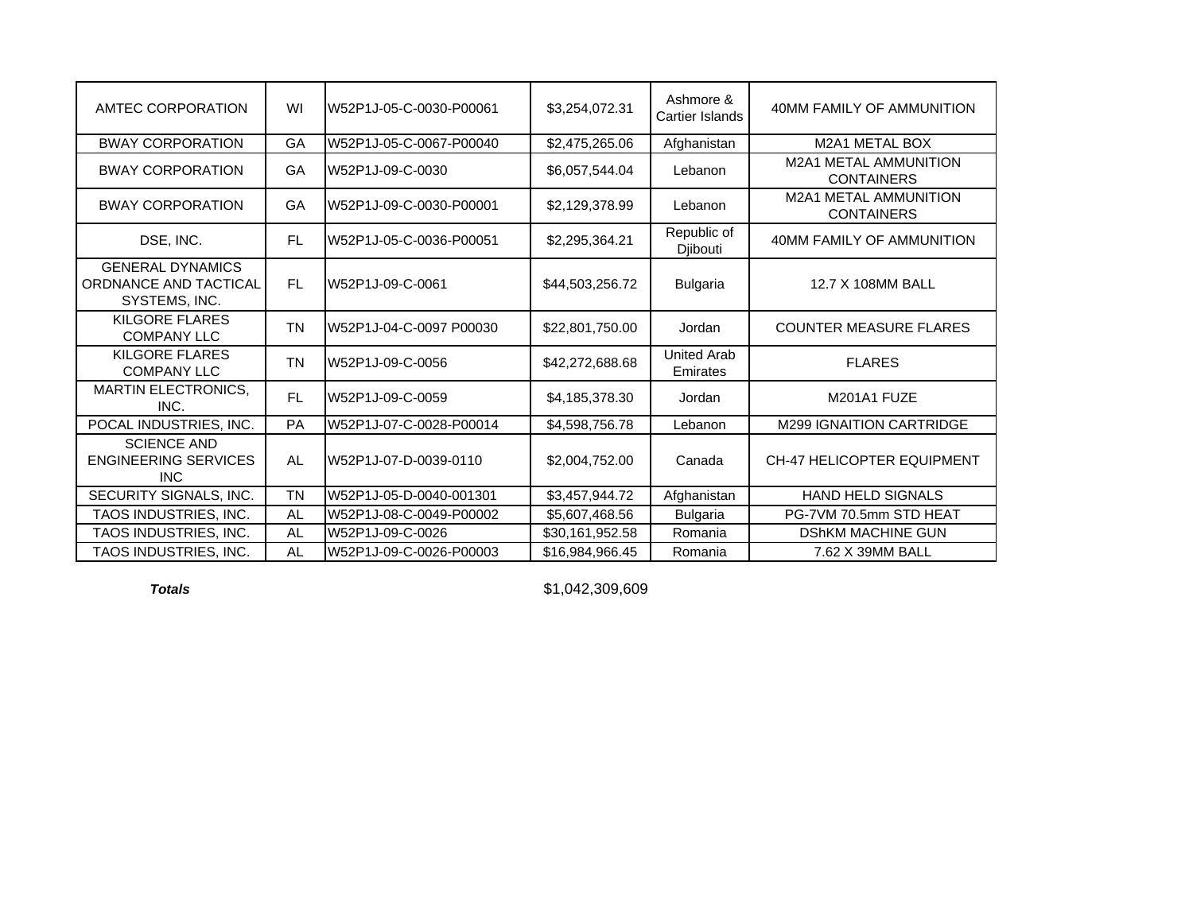| AMTEC CORPORATION | WI | W52P1J-05-C-0030-P00061 | $3,254,072.31 | Ashmore & Cartier Islands | 40MM FAMILY OF AMMUNITION |
|---|---|---|---|---|---|
| BWAY CORPORATION | GA | W52P1J-05-C-0067-P00040 | $2,475,265.06 | Afghanistan | M2A1 METAL BOX |
| BWAY CORPORATION | GA | W52P1J-09-C-0030 | $6,057,544.04 | Lebanon | M2A1 METAL AMMUNITION CONTAINERS |
| BWAY CORPORATION | GA | W52P1J-09-C-0030-P00001 | $2,129,378.99 | Lebanon | M2A1 METAL AMMUNITION CONTAINERS |
| DSE, INC. | FL | W52P1J-05-C-0036-P00051 | $2,295,364.21 | Republic of Djibouti | 40MM FAMILY OF AMMUNITION |
| GENERAL DYNAMICS ORDNANCE AND TACTICAL SYSTEMS, INC. | FL | W52P1J-09-C-0061 | $44,503,256.72 | Bulgaria | 12.7 X 108MM BALL |
| KILGORE FLARES COMPANY LLC | TN | W52P1J-04-C-0097 P00030 | $22,801,750.00 | Jordan | COUNTER MEASURE FLARES |
| KILGORE FLARES COMPANY LLC | TN | W52P1J-09-C-0056 | $42,272,688.68 | United Arab Emirates | FLARES |
| MARTIN ELECTRONICS, INC. | FL | W52P1J-09-C-0059 | $4,185,378.30 | Jordan | M201A1 FUZE |
| POCAL INDUSTRIES, INC. | PA | W52P1J-07-C-0028-P00014 | $4,598,756.78 | Lebanon | M299 IGNAITION CARTRIDGE |
| SCIENCE AND ENGINEERING SERVICES INC | AL | W52P1J-07-D-0039-0110 | $2,004,752.00 | Canada | CH-47 HELICOPTER EQUIPMENT |
| SECURITY SIGNALS, INC. | TN | W52P1J-05-D-0040-001301 | $3,457,944.72 | Afghanistan | HAND HELD SIGNALS |
| TAOS INDUSTRIES, INC. | AL | W52P1J-08-C-0049-P00002 | $5,607,468.56 | Bulgaria | PG-7VM 70.5mm STD HEAT |
| TAOS INDUSTRIES, INC. | AL | W52P1J-09-C-0026 | $30,161,952.58 | Romania | DShKM MACHINE GUN |
| TAOS INDUSTRIES, INC. | AL | W52P1J-09-C-0026-P00003 | $16,984,966.45 | Romania | 7.62 X 39MM BALL |

***Totals*** $1,042,309,609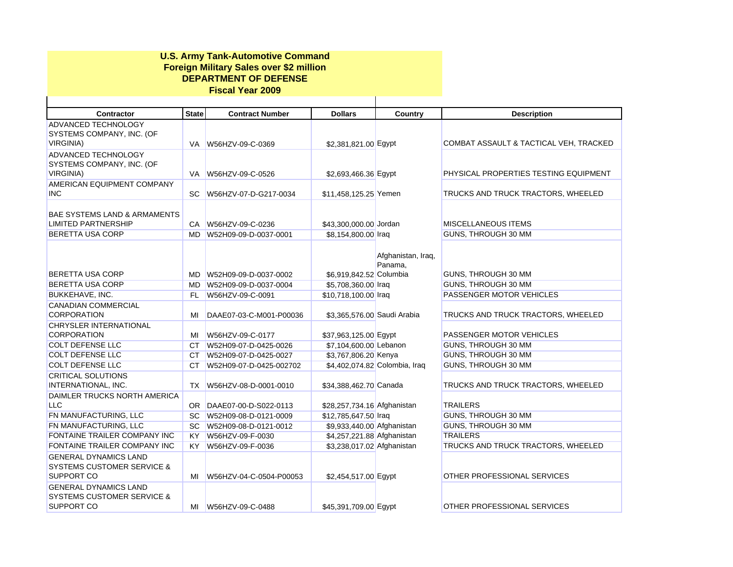**U.S. Army Tank-Automotive Command**
**Foreign Military Sales over $2 million**
**DEPARTMENT OF DEFENSE**
**Fiscal Year 2009**

| Contractor | State | Contract Number | Dollars | Country | Description |
|---|---|---|---|---|---|
| ADVANCED TECHNOLOGY SYSTEMS COMPANY, INC. (OF VIRGINIA) | VA | W56HZV-09-C-0369 | $2,381,821.00 | Egypt | COMBAT ASSAULT & TACTICAL VEH, TRACKED |
| ADVANCED TECHNOLOGY SYSTEMS COMPANY, INC. (OF VIRGINIA) | VA | W56HZV-09-C-0526 | $2,693,466.36 | Egypt | PHYSICAL PROPERTIES TESTING EQUIPMENT |
| AMERICAN EQUIPMENT COMPANY INC | SC | W56HZV-07-D-G217-0034 | $11,458,125.25 | Yemen | TRUCKS AND TRUCK TRACTORS, WHEELED |
| BAE SYSTEMS LAND & ARMAMENTS LIMITED PARTNERSHIP | CA | W56HZV-09-C-0236 | $43,300,000.00 | Jordan | MISCELLANEOUS ITEMS |
| BERETTA USA CORP | MD | W52H09-09-D-0037-0001 | $8,154,800.00 | Iraq | GUNS, THROUGH 30 MM |
| BERETTA USA CORP | MD | W52H09-09-D-0037-0002 | $6,919,842.52 | Afghanistan, Iraq, Panama, Columbia | GUNS, THROUGH 30 MM |
| BERETTA USA CORP | MD | W52H09-09-D-0037-0004 | $5,708,360.00 | Iraq | GUNS, THROUGH 30 MM |
| BUKKEHAVE, INC. | FL | W56HZV-09-C-0091 | $10,718,100.00 | Iraq | PASSENGER MOTOR VEHICLES |
| CANADIAN COMMERCIAL CORPORATION | MI | DAAE07-03-C-M001-P00036 | $3,365,576.00 | Saudi Arabia | TRUCKS AND TRUCK TRACTORS, WHEELED |
| CHRYSLER INTERNATIONAL CORPORATION | MI | W56HZV-09-C-0177 | $37,963,125.00 | Egypt | PASSENGER MOTOR VEHICLES |
| COLT DEFENSE LLC | CT | W52H09-07-D-0425-0026 | $7,104,600.00 | Lebanon | GUNS, THROUGH 30 MM |
| COLT DEFENSE LLC | CT | W52H09-07-D-0425-0027 | $3,767,806.20 | Kenya | GUNS, THROUGH 30 MM |
| COLT DEFENSE LLC | CT | W52H09-07-D-0425-002702 | $4,402,074.82 | Colombia, Iraq | GUNS, THROUGH 30 MM |
| CRITICAL SOLUTIONS INTERNATIONAL, INC. | TX | W56HZV-08-D-0001-0010 | $34,388,462.70 | Canada | TRUCKS AND TRUCK TRACTORS, WHEELED |
| DAIMLER TRUCKS NORTH AMERICA LLC | OR | DAAE07-00-D-S022-0113 | $28,257,734.16 | Afghanistan | TRAILERS |
| FN MANUFACTURING, LLC | SC | W52H09-08-D-0121-0009 | $12,785,647.50 | Iraq | GUNS, THROUGH 30 MM |
| FN MANUFACTURING, LLC | SC | W52H09-08-D-0121-0012 | $9,933,440.00 | Afghanistan | GUNS, THROUGH 30 MM |
| FONTAINE TRAILER COMPANY INC | KY | W56HZV-09-F-0030 | $4,257,221.88 | Afghanistan | TRAILERS |
| FONTAINE TRAILER COMPANY INC | KY | W56HZV-09-F-0036 | $3,238,017.02 | Afghanistan | TRUCKS AND TRUCK TRACTORS, WHEELED |
| GENERAL DYNAMICS LAND SYSTEMS CUSTOMER SERVICE & SUPPORT CO | MI | W56HZV-04-C-0504-P00053 | $2,454,517.00 | Egypt | OTHER PROFESSIONAL SERVICES |
| GENERAL DYNAMICS LAND SYSTEMS CUSTOMER SERVICE & SUPPORT CO | MI | W56HZV-09-C-0488 | $45,391,709.00 | Egypt | OTHER PROFESSIONAL SERVICES |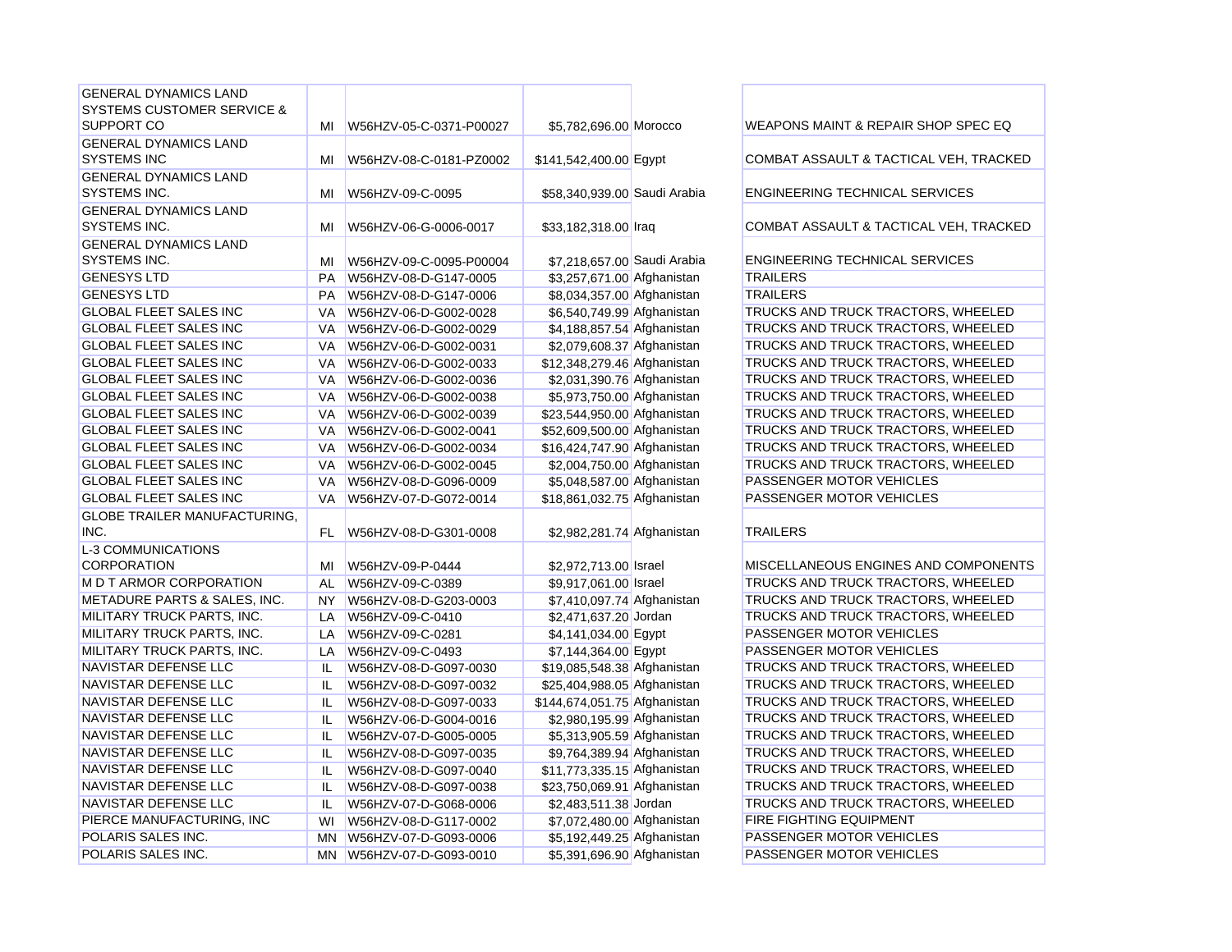| | | | | | |
|---|---|---|---|---|---|
| GENERAL DYNAMICS LAND SYSTEMS CUSTOMER SERVICE & SUPPORT CO | MI | W56HZV-05-C-0371-P00027 | $5,782,696.00 | Morocco | WEAPONS MAINT & REPAIR SHOP SPEC EQ |
| GENERAL DYNAMICS LAND SYSTEMS INC | MI | W56HZV-08-C-0181-PZ0002 | $141,542,400.00 | Egypt | COMBAT ASSAULT & TACTICAL VEH, TRACKED |
| GENERAL DYNAMICS LAND SYSTEMS INC. | MI | W56HZV-09-C-0095 | $58,340,939.00 | Saudi Arabia | ENGINEERING TECHNICAL SERVICES |
| GENERAL DYNAMICS LAND SYSTEMS INC. | MI | W56HZV-06-G-0006-0017 | $33,182,318.00 | Iraq | COMBAT ASSAULT & TACTICAL VEH, TRACKED |
| GENERAL DYNAMICS LAND SYSTEMS INC. | MI | W56HZV-09-C-0095-P00004 | $7,218,657.00 | Saudi Arabia | ENGINEERING TECHNICAL SERVICES |
| GENESYS LTD | PA | W56HZV-08-D-G147-0005 | $3,257,671.00 | Afghanistan | TRAILERS |
| GENESYS LTD | PA | W56HZV-08-D-G147-0006 | $8,034,357.00 | Afghanistan | TRAILERS |
| GLOBAL FLEET SALES INC | VA | W56HZV-06-D-G002-0028 | $6,540,749.99 | Afghanistan | TRUCKS AND TRUCK TRACTORS, WHEELED |
| GLOBAL FLEET SALES INC | VA | W56HZV-06-D-G002-0029 | $4,188,857.54 | Afghanistan | TRUCKS AND TRUCK TRACTORS, WHEELED |
| GLOBAL FLEET SALES INC | VA | W56HZV-06-D-G002-0031 | $2,079,608.37 | Afghanistan | TRUCKS AND TRUCK TRACTORS, WHEELED |
| GLOBAL FLEET SALES INC | VA | W56HZV-06-D-G002-0033 | $12,348,279.46 | Afghanistan | TRUCKS AND TRUCK TRACTORS, WHEELED |
| GLOBAL FLEET SALES INC | VA | W56HZV-06-D-G002-0036 | $2,031,390.76 | Afghanistan | TRUCKS AND TRUCK TRACTORS, WHEELED |
| GLOBAL FLEET SALES INC | VA | W56HZV-06-D-G002-0038 | $5,973,750.00 | Afghanistan | TRUCKS AND TRUCK TRACTORS, WHEELED |
| GLOBAL FLEET SALES INC | VA | W56HZV-06-D-G002-0039 | $23,544,950.00 | Afghanistan | TRUCKS AND TRUCK TRACTORS, WHEELED |
| GLOBAL FLEET SALES INC | VA | W56HZV-06-D-G002-0041 | $52,609,500.00 | Afghanistan | TRUCKS AND TRUCK TRACTORS, WHEELED |
| GLOBAL FLEET SALES INC | VA | W56HZV-06-D-G002-0034 | $16,424,747.90 | Afghanistan | TRUCKS AND TRUCK TRACTORS, WHEELED |
| GLOBAL FLEET SALES INC | VA | W56HZV-06-D-G002-0045 | $2,004,750.00 | Afghanistan | TRUCKS AND TRUCK TRACTORS, WHEELED |
| GLOBAL FLEET SALES INC | VA | W56HZV-08-D-G096-0009 | $5,048,587.00 | Afghanistan | PASSENGER MOTOR VEHICLES |
| GLOBAL FLEET SALES INC | VA | W56HZV-07-D-G072-0014 | $18,861,032.75 | Afghanistan | PASSENGER MOTOR VEHICLES |
| GLOBE TRAILER MANUFACTURING, INC. | FL | W56HZV-08-D-G301-0008 | $2,982,281.74 | Afghanistan | TRAILERS |
| L-3 COMMUNICATIONS CORPORATION | MI | W56HZV-09-P-0444 | $2,972,713.00 | Israel | MISCELLANEOUS ENGINES AND COMPONENTS |
| M D T ARMOR CORPORATION | AL | W56HZV-09-C-0389 | $9,917,061.00 | Israel | TRUCKS AND TRUCK TRACTORS, WHEELED |
| METADURE PARTS & SALES, INC. | NY | W56HZV-08-D-G203-0003 | $7,410,097.74 | Afghanistan | TRUCKS AND TRUCK TRACTORS, WHEELED |
| MILITARY TRUCK PARTS, INC. | LA | W56HZV-09-C-0410 | $2,471,637.20 | Jordan | TRUCKS AND TRUCK TRACTORS, WHEELED |
| MILITARY TRUCK PARTS, INC. | LA | W56HZV-09-C-0281 | $4,141,034.00 | Egypt | PASSENGER MOTOR VEHICLES |
| MILITARY TRUCK PARTS, INC. | LA | W56HZV-09-C-0493 | $7,144,364.00 | Egypt | PASSENGER MOTOR VEHICLES |
| NAVISTAR DEFENSE LLC | IL | W56HZV-08-D-G097-0030 | $19,085,548.38 | Afghanistan | TRUCKS AND TRUCK TRACTORS, WHEELED |
| NAVISTAR DEFENSE LLC | IL | W56HZV-08-D-G097-0032 | $25,404,988.05 | Afghanistan | TRUCKS AND TRUCK TRACTORS, WHEELED |
| NAVISTAR DEFENSE LLC | IL | W56HZV-08-D-G097-0033 | $144,674,051.75 | Afghanistan | TRUCKS AND TRUCK TRACTORS, WHEELED |
| NAVISTAR DEFENSE LLC | IL | W56HZV-06-D-G004-0016 | $2,980,195.99 | Afghanistan | TRUCKS AND TRUCK TRACTORS, WHEELED |
| NAVISTAR DEFENSE LLC | IL | W56HZV-07-D-G005-0005 | $5,313,905.59 | Afghanistan | TRUCKS AND TRUCK TRACTORS, WHEELED |
| NAVISTAR DEFENSE LLC | IL | W56HZV-08-D-G097-0035 | $9,764,389.94 | Afghanistan | TRUCKS AND TRUCK TRACTORS, WHEELED |
| NAVISTAR DEFENSE LLC | IL | W56HZV-08-D-G097-0040 | $11,773,335.15 | Afghanistan | TRUCKS AND TRUCK TRACTORS, WHEELED |
| NAVISTAR DEFENSE LLC | IL | W56HZV-08-D-G097-0038 | $23,750,069.91 | Afghanistan | TRUCKS AND TRUCK TRACTORS, WHEELED |
| NAVISTAR DEFENSE LLC | IL | W56HZV-07-D-G068-0006 | $2,483,511.38 | Jordan | TRUCKS AND TRUCK TRACTORS, WHEELED |
| PIERCE MANUFACTURING, INC | WI | W56HZV-08-D-G117-0002 | $7,072,480.00 | Afghanistan | FIRE FIGHTING EQUIPMENT |
| POLARIS SALES INC. | MN | W56HZV-07-D-G093-0006 | $5,192,449.25 | Afghanistan | PASSENGER MOTOR VEHICLES |
| POLARIS SALES INC. | MN | W56HZV-07-D-G093-0010 | $5,391,696.90 | Afghanistan | PASSENGER MOTOR VEHICLES |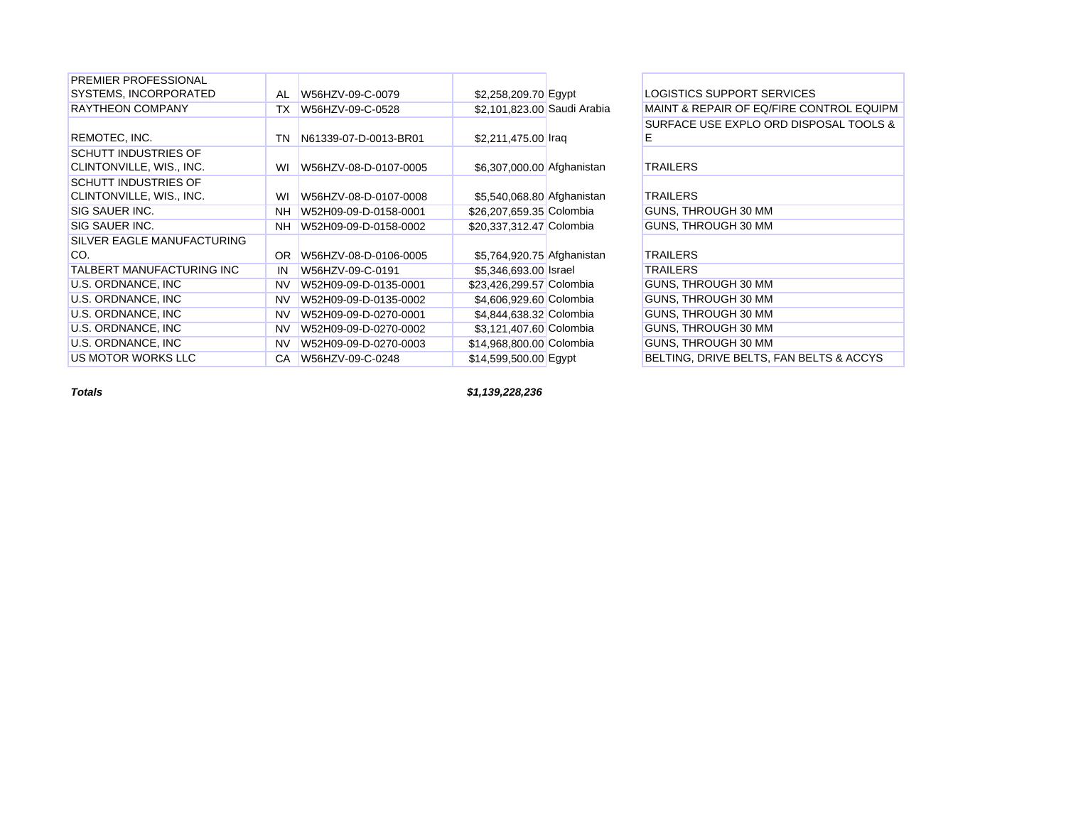| | | | | | | |
|---|---|---|---|---|---|---|
| PREMIER PROFESSIONAL SYSTEMS, INCORPORATED | AL | W56HZV-09-C-0079 | $2,258,209.70 | Egypt | | LOGISTICS SUPPORT SERVICES |
| RAYTHEON COMPANY | TX | W56HZV-09-C-0528 | $2,101,823.00 | Saudi Arabia | | MAINT & REPAIR OF EQ/FIRE CONTROL EQUIPM |
| REMOTEC, INC. | TN | N61339-07-D-0013-BR01 | $2,211,475.00 | Iraq | | SURFACE USE EXPLO ORD DISPOSAL TOOLS & E |
| SCHUTT INDUSTRIES OF CLINTONVILLE, WIS., INC. | WI | W56HZV-08-D-0107-0005 | $6,307,000.00 | Afghanistan | | TRAILERS |
| SCHUTT INDUSTRIES OF CLINTONVILLE, WIS., INC. | WI | W56HZV-08-D-0107-0008 | $5,540,068.80 | Afghanistan | | TRAILERS |
| SIG SAUER INC. | NH | W52H09-09-D-0158-0001 | $26,207,659.35 | Colombia | | GUNS, THROUGH 30 MM |
| SIG SAUER INC. | NH | W52H09-09-D-0158-0002 | $20,337,312.47 | Colombia | | GUNS, THROUGH 30 MM |
| SILVER EAGLE MANUFACTURING CO. | OR | W56HZV-08-D-0106-0005 | $5,764,920.75 | Afghanistan | | TRAILERS |
| TALBERT MANUFACTURING INC | IN | W56HZV-09-C-0191 | $5,346,693.00 | Israel | | TRAILERS |
| U.S. ORDNANCE, INC | NV | W52H09-09-D-0135-0001 | $23,426,299.57 | Colombia | | GUNS, THROUGH 30 MM |
| U.S. ORDNANCE, INC | NV | W52H09-09-D-0135-0002 | $4,606,929.60 | Colombia | | GUNS, THROUGH 30 MM |
| U.S. ORDNANCE, INC | NV | W52H09-09-D-0270-0001 | $4,844,638.32 | Colombia | | GUNS, THROUGH 30 MM |
| U.S. ORDNANCE, INC | NV | W52H09-09-D-0270-0002 | $3,121,407.60 | Colombia | | GUNS, THROUGH 30 MM |
| U.S. ORDNANCE, INC | NV | W52H09-09-D-0270-0003 | $14,968,800.00 | Colombia | | GUNS, THROUGH 30 MM |
| US MOTOR WORKS LLC | CA | W56HZV-09-C-0248 | $14,599,500.00 | Egypt | | BELTING, DRIVE BELTS, FAN BELTS & ACCYS |
| ***Totals*** | | | ***$1,139,228,236*** | | | |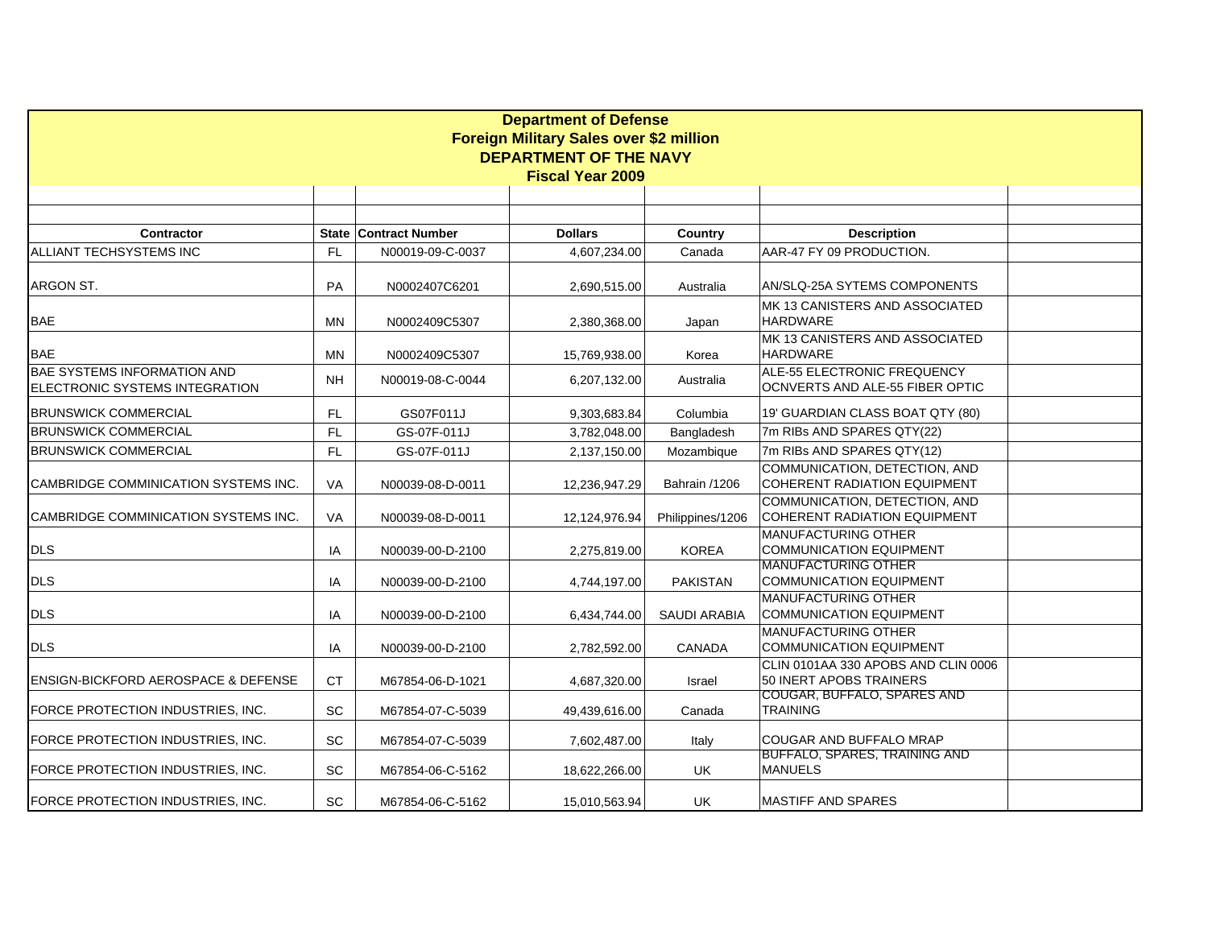# Department of Defense
## Foreign Military Sales over $2 million
## DEPARTMENT OF THE NAVY
## Fiscal Year 2009

| Contractor | State | Contract Number | Dollars | Country | Description | |
|---|---|---|---|---|---|---|
| ALLIANT TECHSYSTEMS INC | FL | N00019-09-C-0037 | 4,607,234.00 | Canada | AAR-47 FY 09 PRODUCTION. | |
| ARGON ST. | PA | N0002407C6201 | 2,690,515.00 | Australia | AN/SLQ-25A SYTEMS COMPONENTS | |
| BAE | MN | N0002409C5307 | 2,380,368.00 | Japan | MK 13 CANISTERS AND ASSOCIATED HARDWARE | |
| BAE | MN | N0002409C5307 | 15,769,938.00 | Korea | MK 13 CANISTERS AND ASSOCIATED HARDWARE | |
| BAE SYSTEMS INFORMATION AND ELECTRONIC SYSTEMS INTEGRATION | NH | N00019-08-C-0044 | 6,207,132.00 | Australia | ALE-55 ELECTRONIC FREQUENCY OCNVERTS AND ALE-55 FIBER OPTIC | |
| BRUNSWICK COMMERCIAL | FL | GS07F011J | 9,303,683.84 | Columbia | 19' GUARDIAN CLASS BOAT QTY (80) | |
| BRUNSWICK COMMERCIAL | FL | GS-07F-011J | 3,782,048.00 | Bangladesh | 7m RIBs AND SPARES QTY(22) | |
| BRUNSWICK COMMERCIAL | FL | GS-07F-011J | 2,137,150.00 | Mozambique | 7m RIBs AND SPARES QTY(12) | |
| CAMBRIDGE COMMINICATION SYSTEMS INC. | VA | N00039-08-D-0011 | 12,236,947.29 | Bahrain /1206 | COMMUNICATION, DETECTION, AND COHERENT RADIATION EQUIPMENT | |
| CAMBRIDGE COMMINICATION SYSTEMS INC. | VA | N00039-08-D-0011 | 12,124,976.94 | Philippines/1206 | COMMUNICATION, DETECTION, AND COHERENT RADIATION EQUIPMENT | |
| DLS | IA | N00039-00-D-2100 | 2,275,819.00 | KOREA | MANUFACTURING OTHER COMMUNICATION EQUIPMENT | |
| DLS | IA | N00039-00-D-2100 | 4,744,197.00 | PAKISTAN | MANUFACTURING OTHER COMMUNICATION EQUIPMENT | |
| DLS | IA | N00039-00-D-2100 | 6,434,744.00 | SAUDI ARABIA | MANUFACTURING OTHER COMMUNICATION EQUIPMENT | |
| DLS | IA | N00039-00-D-2100 | 2,782,592.00 | CANADA | MANUFACTURING OTHER COMMUNICATION EQUIPMENT | |
| ENSIGN-BICKFORD AEROSPACE & DEFENSE | CT | M67854-06-D-1021 | 4,687,320.00 | Israel | CLIN 0101AA 330 APOBS AND CLIN 0006 50 INERT APOBS TRAINERS | |
| FORCE PROTECTION INDUSTRIES, INC. | SC | M67854-07-C-5039 | 49,439,616.00 | Canada | COUGAR, BUFFALO, SPARES AND TRAINING | |
| FORCE PROTECTION INDUSTRIES, INC. | SC | M67854-07-C-5039 | 7,602,487.00 | Italy | COUGAR AND BUFFALO MRAP | |
| FORCE PROTECTION INDUSTRIES, INC. | SC | M67854-06-C-5162 | 18,622,266.00 | UK | BUFFALO, SPARES, TRAINING AND MANUELS | |
| FORCE PROTECTION INDUSTRIES, INC. | SC | M67854-06-C-5162 | 15,010,563.94 | UK | MASTIFF AND SPARES | |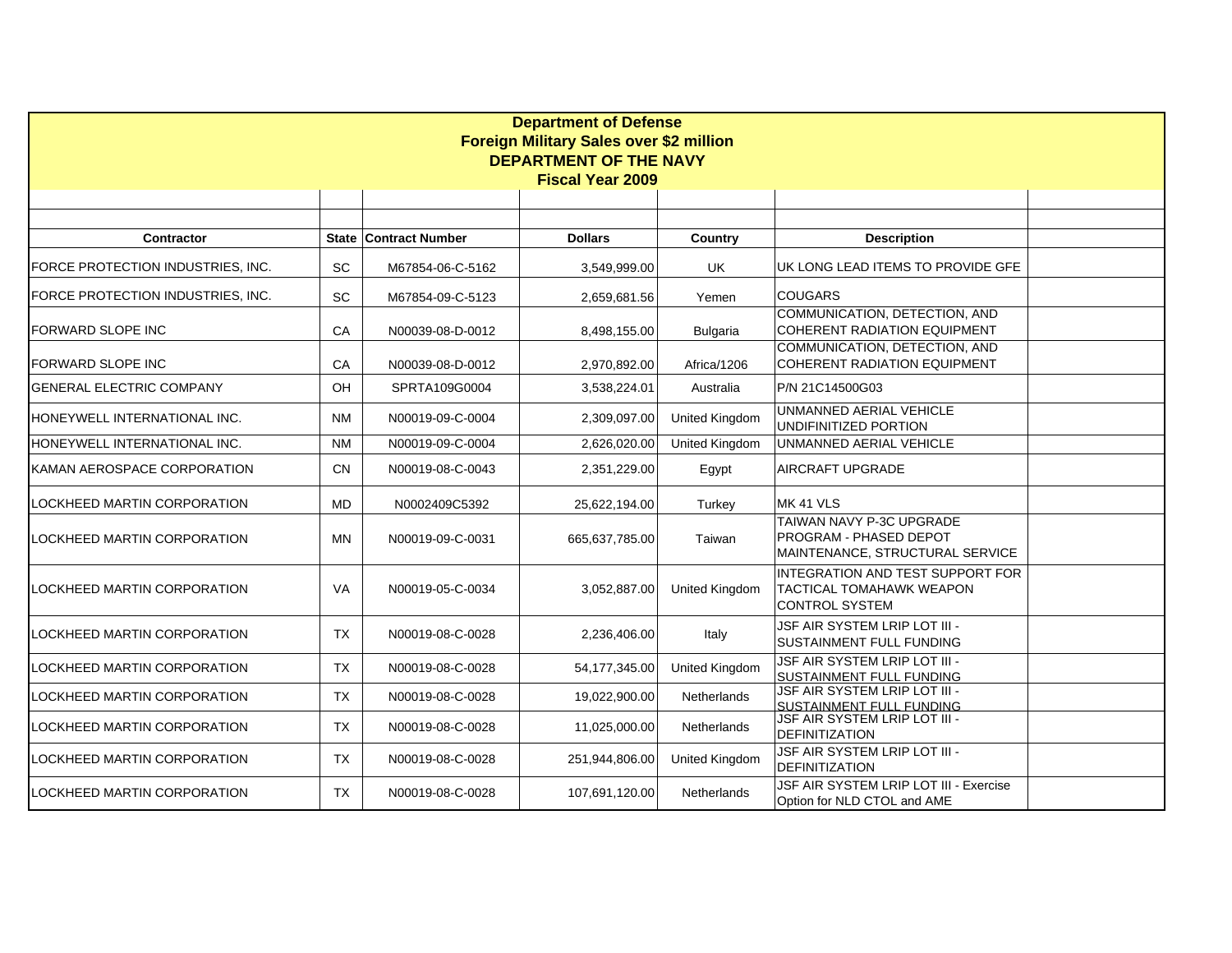# Department of Defense
## Foreign Military Sales over $2 million
## DEPARTMENT OF THE NAVY
## Fiscal Year 2009

| Contractor | State | Contract Number | Dollars | Country | Description |
|---|---|---|---|---|---|
| FORCE PROTECTION INDUSTRIES, INC. | SC | M67854-06-C-5162 | 3,549,999.00 | UK | UK LONG LEAD ITEMS TO PROVIDE GFE |
| FORCE PROTECTION INDUSTRIES, INC. | SC | M67854-09-C-5123 | 2,659,681.56 | Yemen | COUGARS |
| FORWARD SLOPE INC | CA | N00039-08-D-0012 | 8,498,155.00 | Bulgaria | COMMUNICATION, DETECTION, AND COHERENT RADIATION EQUIPMENT |
| FORWARD SLOPE INC | CA | N00039-08-D-0012 | 2,970,892.00 | Africa/1206 | COMMUNICATION, DETECTION, AND COHERENT RADIATION EQUIPMENT |
| GENERAL ELECTRIC COMPANY | OH | SPRTA109G0004 | 3,538,224.01 | Australia | P/N 21C14500G03 |
| HONEYWELL INTERNATIONAL INC. | NM | N00019-09-C-0004 | 2,309,097.00 | United Kingdom | UNMANNED AERIAL VEHICLE UNDIFINITIZED PORTION |
| HONEYWELL INTERNATIONAL INC. | NM | N00019-09-C-0004 | 2,626,020.00 | United Kingdom | UNMANNED AERIAL VEHICLE |
| KAMAN AEROSPACE CORPORATION | CN | N00019-08-C-0043 | 2,351,229.00 | Egypt | AIRCRAFT UPGRADE |
| LOCKHEED MARTIN CORPORATION | MD | N0002409C5392 | 25,622,194.00 | Turkey | MK 41 VLS |
| LOCKHEED MARTIN CORPORATION | MN | N00019-09-C-0031 | 665,637,785.00 | Taiwan | TAIWAN NAVY P-3C UPGRADE PROGRAM - PHASED DEPOT MAINTENANCE, STRUCTURAL SERVICE |
| LOCKHEED MARTIN CORPORATION | VA | N00019-05-C-0034 | 3,052,887.00 | United Kingdom | INTEGRATION AND TEST SUPPORT FOR TACTICAL TOMAHAWK WEAPON CONTROL SYSTEM |
| LOCKHEED MARTIN CORPORATION | TX | N00019-08-C-0028 | 2,236,406.00 | Italy | JSF AIR SYSTEM LRIP LOT III - SUSTAINMENT FULL FUNDING |
| LOCKHEED MARTIN CORPORATION | TX | N00019-08-C-0028 | 54,177,345.00 | United Kingdom | JSF AIR SYSTEM LRIP LOT III - SUSTAINMENT FULL FUNDING |
| LOCKHEED MARTIN CORPORATION | TX | N00019-08-C-0028 | 19,022,900.00 | Netherlands | JSF AIR SYSTEM LRIP LOT III - SUSTAINMENT FULL FUNDING |
| LOCKHEED MARTIN CORPORATION | TX | N00019-08-C-0028 | 11,025,000.00 | Netherlands | JSF AIR SYSTEM LRIP LOT III - DEFINITIZATION |
| LOCKHEED MARTIN CORPORATION | TX | N00019-08-C-0028 | 251,944,806.00 | United Kingdom | JSF AIR SYSTEM LRIP LOT III - DEFINITIZATION |
| LOCKHEED MARTIN CORPORATION | TX | N00019-08-C-0028 | 107,691,120.00 | Netherlands | JSF AIR SYSTEM LRIP LOT III - Exercise Option for NLD CTOL and AME |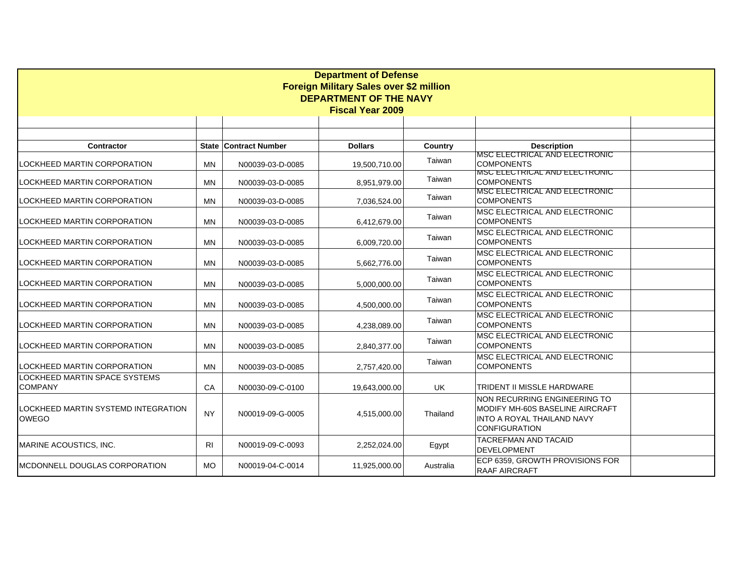# Department of Defense
## Foreign Military Sales over $2 million
## DEPARTMENT OF THE NAVY
## Fiscal Year 2009

| Contractor | State | Contract Number | Dollars | Country | Description | |
|---|---|---|---|---|---|---|
| LOCKHEED MARTIN CORPORATION | MN | N00039-03-D-0085 | 19,500,710.00 | Taiwan | MSC ELECTRICAL AND ELECTRONIC COMPONENTS | |
| LOCKHEED MARTIN CORPORATION | MN | N00039-03-D-0085 | 8,951,979.00 | Taiwan | MSC ELECTRICAL AND ELECTRONIC COMPONENTS | |
| LOCKHEED MARTIN CORPORATION | MN | N00039-03-D-0085 | 7,036,524.00 | Taiwan | MSC ELECTRICAL AND ELECTRONIC COMPONENTS | |
| LOCKHEED MARTIN CORPORATION | MN | N00039-03-D-0085 | 6,412,679.00 | Taiwan | MSC ELECTRICAL AND ELECTRONIC COMPONENTS | |
| LOCKHEED MARTIN CORPORATION | MN | N00039-03-D-0085 | 6,009,720.00 | Taiwan | MSC ELECTRICAL AND ELECTRONIC COMPONENTS | |
| LOCKHEED MARTIN CORPORATION | MN | N00039-03-D-0085 | 5,662,776.00 | Taiwan | MSC ELECTRICAL AND ELECTRONIC COMPONENTS | |
| LOCKHEED MARTIN CORPORATION | MN | N00039-03-D-0085 | 5,000,000.00 | Taiwan | MSC ELECTRICAL AND ELECTRONIC COMPONENTS | |
| LOCKHEED MARTIN CORPORATION | MN | N00039-03-D-0085 | 4,500,000.00 | Taiwan | MSC ELECTRICAL AND ELECTRONIC COMPONENTS | |
| LOCKHEED MARTIN CORPORATION | MN | N00039-03-D-0085 | 4,238,089.00 | Taiwan | MSC ELECTRICAL AND ELECTRONIC COMPONENTS | |
| LOCKHEED MARTIN CORPORATION | MN | N00039-03-D-0085 | 2,840,377.00 | Taiwan | MSC ELECTRICAL AND ELECTRONIC COMPONENTS | |
| LOCKHEED MARTIN CORPORATION | MN | N00039-03-D-0085 | 2,757,420.00 | Taiwan | MSC ELECTRICAL AND ELECTRONIC COMPONENTS | |
| LOCKHEED MARTIN SPACE SYSTEMS COMPANY | CA | N00030-09-C-0100 | 19,643,000.00 | UK | TRIDENT II MISSLE HARDWARE | |
| LOCKHEED MARTIN SYSTEMD INTEGRATION OWEGO | NY | N00019-09-G-0005 | 4,515,000.00 | Thailand | NON RECURRING ENGINEERING TO MODIFY MH-60S BASELINE AIRCRAFT INTO A ROYAL THAILAND NAVY CONFIGURATION | |
| MARINE ACOUSTICS, INC. | RI | N00019-09-C-0093 | 2,252,024.00 | Egypt | TACREFMAN AND TACAID DEVELOPMENT | |
| MCDONNELL DOUGLAS CORPORATION | MO | N00019-04-C-0014 | 11,925,000.00 | Australia | ECP 6359, GROWTH PROVISIONS FOR RAAF AIRCRAFT | |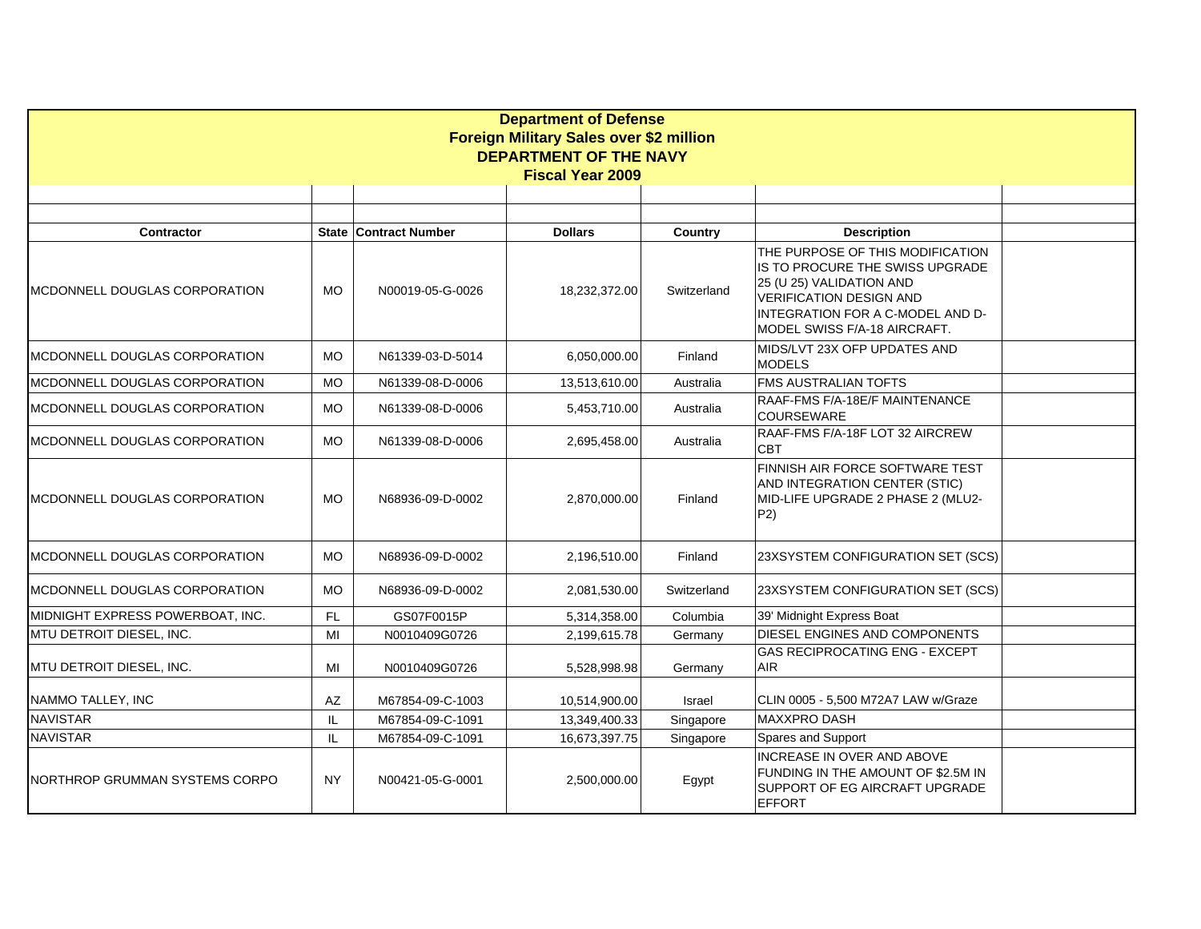**Department of Defense**
**Foreign Military Sales over $2 million**
**DEPARTMENT OF THE NAVY**
**Fiscal Year 2009**

| Contractor | State | Contract Number | Dollars | Country | Description | |
|---|---|---|---|---|---|---|
| MCDONNELL DOUGLAS CORPORATION | MO | N00019-05-G-0026 | 18,232,372.00 | Switzerland | THE PURPOSE OF THIS MODIFICATION IS TO PROCURE THE SWISS UPGRADE 25 (U 25) VALIDATION AND VERIFICATION DESIGN AND INTEGRATION FOR A C-MODEL AND D-MODEL SWISS F/A-18 AIRCRAFT. | |
| MCDONNELL DOUGLAS CORPORATION | MO | N61339-03-D-5014 | 6,050,000.00 | Finland | MIDS/LVT 23X OFP UPDATES AND MODELS | |
| MCDONNELL DOUGLAS CORPORATION | MO | N61339-08-D-0006 | 13,513,610.00 | Australia | FMS AUSTRALIAN TOFTS | |
| MCDONNELL DOUGLAS CORPORATION | MO | N61339-08-D-0006 | 5,453,710.00 | Australia | RAAF-FMS F/A-18E/F MAINTENANCE COURSEWARE | |
| MCDONNELL DOUGLAS CORPORATION | MO | N61339-08-D-0006 | 2,695,458.00 | Australia | RAAF-FMS F/A-18F LOT 32 AIRCREW CBT | |
| MCDONNELL DOUGLAS CORPORATION | MO | N68936-09-D-0002 | 2,870,000.00 | Finland | FINNISH AIR FORCE SOFTWARE TEST AND INTEGRATION CENTER (STIC) MID-LIFE UPGRADE 2 PHASE 2 (MLU2-P2) | |
| MCDONNELL DOUGLAS CORPORATION | MO | N68936-09-D-0002 | 2,196,510.00 | Finland | 23XSYSTEM CONFIGURATION SET (SCS) | |
| MCDONNELL DOUGLAS CORPORATION | MO | N68936-09-D-0002 | 2,081,530.00 | Switzerland | 23XSYSTEM CONFIGURATION SET (SCS) | |
| MIDNIGHT EXPRESS POWERBOAT, INC. | FL | GS07F0015P | 5,314,358.00 | Columbia | 39' Midnight Express Boat | |
| MTU DETROIT DIESEL, INC. | MI | N0010409G0726 | 2,199,615.78 | Germany | DIESEL ENGINES AND COMPONENTS | |
| MTU DETROIT DIESEL, INC. | MI | N0010409G0726 | 5,528,998.98 | Germany | GAS RECIPROCATING ENG - EXCEPT AIR | |
| NAMMO TALLEY, INC | AZ | M67854-09-C-1003 | 10,514,900.00 | Israel | CLIN 0005 - 5,500 M72A7 LAW w/Graze | |
| NAVISTAR | IL | M67854-09-C-1091 | 13,349,400.33 | Singapore | MAXXPRO DASH | |
| NAVISTAR | IL | M67854-09-C-1091 | 16,673,397.75 | Singapore | Spares and Support | |
| NORTHROP GRUMMAN SYSTEMS CORPO | NY | N00421-05-G-0001 | 2,500,000.00 | Egypt | INCREASE IN OVER AND ABOVE FUNDING IN THE AMOUNT OF $2.5M IN SUPPORT OF EG AIRCRAFT UPGRADE EFFORT | |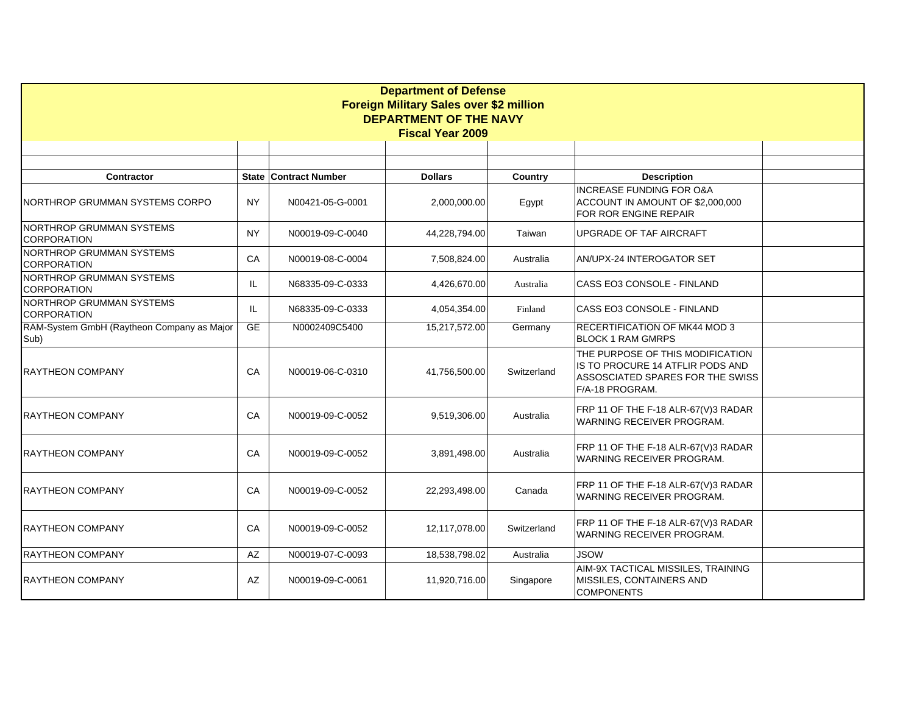# Department of Defense
## Foreign Military Sales over $2 million
## DEPARTMENT OF THE NAVY
## Fiscal Year 2009

| Contractor | State | Contract Number | Dollars | Country | Description |
|---|---|---|---|---|---|
| NORTHROP GRUMMAN SYSTEMS CORPO | NY | N00421-05-G-0001 | 2,000,000.00 | Egypt | INCREASE FUNDING FOR O&A ACCOUNT IN AMOUNT OF $2,000,000 FOR ROR ENGINE REPAIR |
| NORTHROP GRUMMAN SYSTEMS CORPORATION | NY | N00019-09-C-0040 | 44,228,794.00 | Taiwan | UPGRADE OF TAF AIRCRAFT |
| NORTHROP GRUMMAN SYSTEMS CORPORATION | CA | N00019-08-C-0004 | 7,508,824.00 | Australia | AN/UPX-24 INTEROGATOR SET |
| NORTHROP GRUMMAN SYSTEMS CORPORATION | IL | N68335-09-C-0333 | 4,426,670.00 | Australia | CASS EO3 CONSOLE - FINLAND |
| NORTHROP GRUMMAN SYSTEMS CORPORATION | IL | N68335-09-C-0333 | 4,054,354.00 | Finland | CASS EO3 CONSOLE - FINLAND |
| RAM-System GmbH (Raytheon Company as Major Sub) | GE | N0002409C5400 | 15,217,572.00 | Germany | RECERTIFICATION OF MK44 MOD 3 BLOCK 1 RAM GMRPS |
| RAYTHEON COMPANY | CA | N00019-06-C-0310 | 41,756,500.00 | Switzerland | THE PURPOSE OF THIS MODIFICATION IS TO PROCURE 14 ATFLIR PODS AND ASSOSCIATED SPARES FOR THE SWISS F/A-18 PROGRAM. |
| RAYTHEON COMPANY | CA | N00019-09-C-0052 | 9,519,306.00 | Australia | FRP 11 OF THE F-18 ALR-67(V)3 RADAR WARNING RECEIVER PROGRAM. |
| RAYTHEON COMPANY | CA | N00019-09-C-0052 | 3,891,498.00 | Australia | FRP 11 OF THE F-18 ALR-67(V)3 RADAR WARNING RECEIVER PROGRAM. |
| RAYTHEON COMPANY | CA | N00019-09-C-0052 | 22,293,498.00 | Canada | FRP 11 OF THE F-18 ALR-67(V)3 RADAR WARNING RECEIVER PROGRAM. |
| RAYTHEON COMPANY | CA | N00019-09-C-0052 | 12,117,078.00 | Switzerland | FRP 11 OF THE F-18 ALR-67(V)3 RADAR WARNING RECEIVER PROGRAM. |
| RAYTHEON COMPANY | AZ | N00019-07-C-0093 | 18,538,798.02 | Australia | JSOW |
| RAYTHEON COMPANY | AZ | N00019-09-C-0061 | 11,920,716.00 | Singapore | AIM-9X TACTICAL MISSILES, TRAINING MISSILES, CONTAINERS AND COMPONENTS |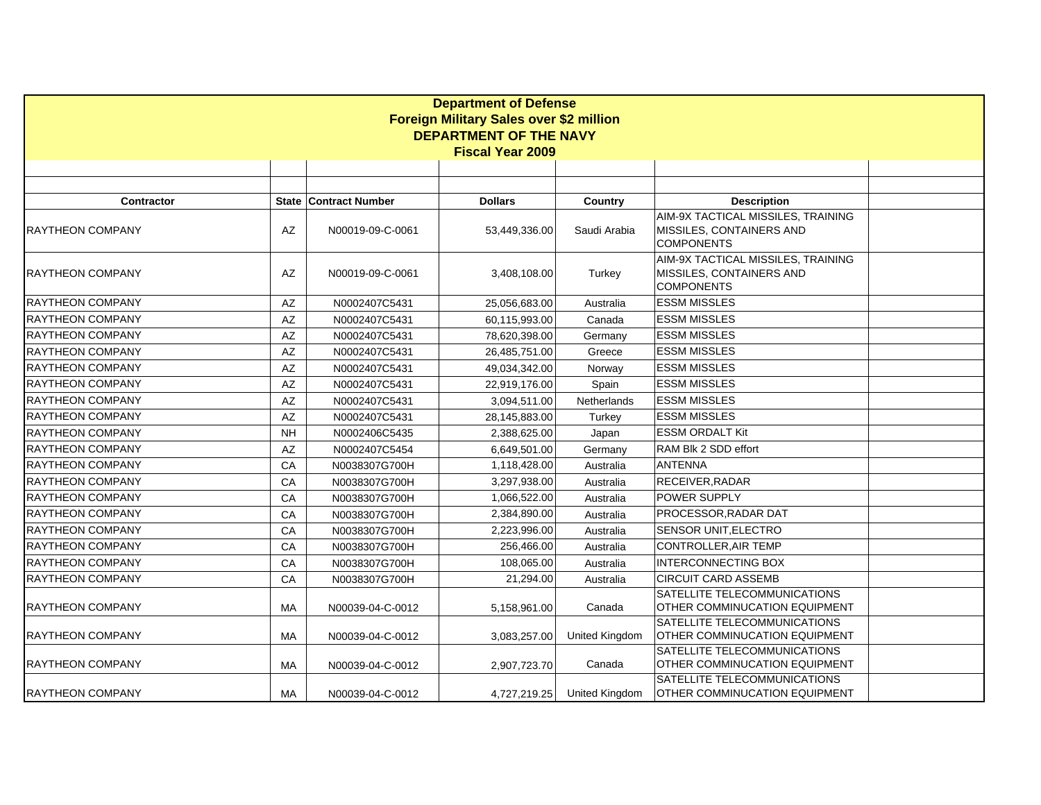**Department of Defense**
**Foreign Military Sales over $2 million**
**DEPARTMENT OF THE NAVY**
**Fiscal Year 2009**

| Contractor | State | Contract Number | Dollars | Country | Description | |
|---|---|---|---|---|---|---|
| RAYTHEON COMPANY | AZ | N00019-09-C-0061 | 53,449,336.00 | Saudi Arabia | AIM-9X TACTICAL MISSILES, TRAINING MISSILES, CONTAINERS AND COMPONENTS | |
| RAYTHEON COMPANY | AZ | N00019-09-C-0061 | 3,408,108.00 | Turkey | AIM-9X TACTICAL MISSILES, TRAINING MISSILES, CONTAINERS AND COMPONENTS | |
| RAYTHEON COMPANY | AZ | N0002407C5431 | 25,056,683.00 | Australia | ESSM MISSLES | |
| RAYTHEON COMPANY | AZ | N0002407C5431 | 60,115,993.00 | Canada | ESSM MISSLES | |
| RAYTHEON COMPANY | AZ | N0002407C5431 | 78,620,398.00 | Germany | ESSM MISSLES | |
| RAYTHEON COMPANY | AZ | N0002407C5431 | 26,485,751.00 | Greece | ESSM MISSLES | |
| RAYTHEON COMPANY | AZ | N0002407C5431 | 49,034,342.00 | Norway | ESSM MISSLES | |
| RAYTHEON COMPANY | AZ | N0002407C5431 | 22,919,176.00 | Spain | ESSM MISSLES | |
| RAYTHEON COMPANY | AZ | N0002407C5431 | 3,094,511.00 | Netherlands | ESSM MISSLES | |
| RAYTHEON COMPANY | AZ | N0002407C5431 | 28,145,883.00 | Turkey | ESSM MISSLES | |
| RAYTHEON COMPANY | NH | N0002406C5435 | 2,388,625.00 | Japan | ESSM ORDALT Kit | |
| RAYTHEON COMPANY | AZ | N0002407C5454 | 6,649,501.00 | Germany | RAM Blk 2 SDD effort | |
| RAYTHEON COMPANY | CA | N0038307G700H | 1,118,428.00 | Australia | ANTENNA | |
| RAYTHEON COMPANY | CA | N0038307G700H | 3,297,938.00 | Australia | RECEIVER,RADAR | |
| RAYTHEON COMPANY | CA | N0038307G700H | 1,066,522.00 | Australia | POWER SUPPLY | |
| RAYTHEON COMPANY | CA | N0038307G700H | 2,384,890.00 | Australia | PROCESSOR,RADAR DAT | |
| RAYTHEON COMPANY | CA | N0038307G700H | 2,223,996.00 | Australia | SENSOR UNIT,ELECTRO | |
| RAYTHEON COMPANY | CA | N0038307G700H | 256,466.00 | Australia | CONTROLLER,AIR TEMP | |
| RAYTHEON COMPANY | CA | N0038307G700H | 108,065.00 | Australia | INTERCONNECTING BOX | |
| RAYTHEON COMPANY | CA | N0038307G700H | 21,294.00 | Australia | CIRCUIT CARD ASSEMB | |
| RAYTHEON COMPANY | MA | N00039-04-C-0012 | 5,158,961.00 | Canada | SATELLITE TELECOMMUNICATIONS OTHER COMMINUCATION EQUIPMENT | |
| RAYTHEON COMPANY | MA | N00039-04-C-0012 | 3,083,257.00 | United Kingdom | SATELLITE TELECOMMUNICATIONS OTHER COMMINUCATION EQUIPMENT | |
| RAYTHEON COMPANY | MA | N00039-04-C-0012 | 2,907,723.70 | Canada | SATELLITE TELECOMMUNICATIONS OTHER COMMINUCATION EQUIPMENT | |
| RAYTHEON COMPANY | MA | N00039-04-C-0012 | 4,727,219.25 | United Kingdom | SATELLITE TELECOMMUNICATIONS OTHER COMMINUCATION EQUIPMENT | |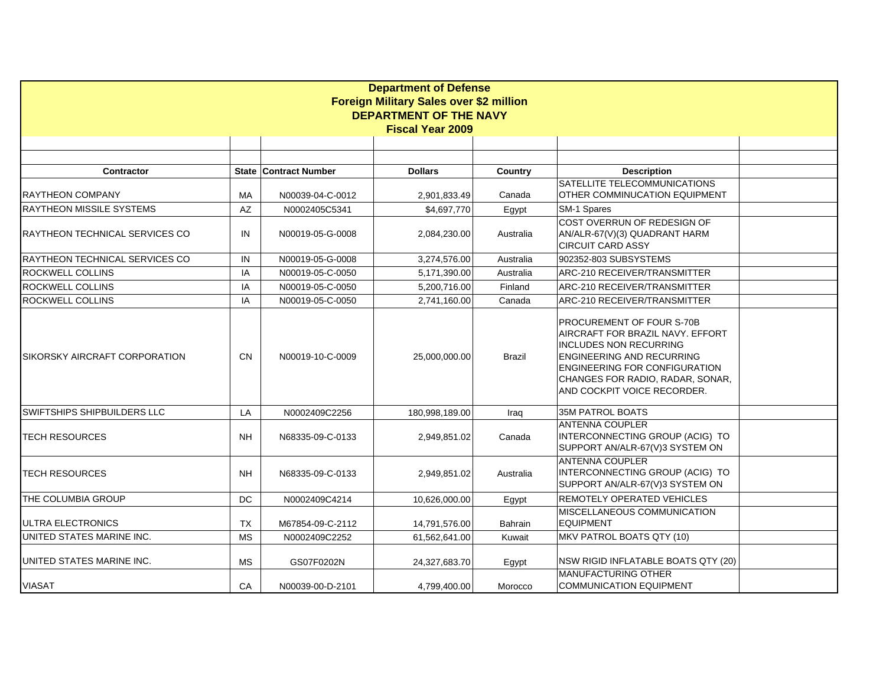**Department of Defense**
**Foreign Military Sales over $2 million**
**DEPARTMENT OF THE NAVY**
**Fiscal Year 2009**

| Contractor | State | Contract Number | Dollars | Country | Description |
|---|---|---|---|---|---|
| RAYTHEON COMPANY | MA | N00039-04-C-0012 | 2,901,833.49 | Canada | SATELLITE TELECOMMUNICATIONS OTHER COMMINUCATION EQUIPMENT |
| RAYTHEON MISSILE SYSTEMS | AZ | N0002405C5341 | $4,697,770 | Egypt | SM-1 Spares |
| RAYTHEON TECHNICAL SERVICES CO | IN | N00019-05-G-0008 | 2,084,230.00 | Australia | COST OVERRUN OF REDESIGN OF AN/ALR-67(V)(3) QUADRANT HARM CIRCUIT CARD ASSY |
| RAYTHEON TECHNICAL SERVICES CO | IN | N00019-05-G-0008 | 3,274,576.00 | Australia | 902352-803 SUBSYSTEMS |
| ROCKWELL COLLINS | IA | N00019-05-C-0050 | 5,171,390.00 | Australia | ARC-210 RECEIVER/TRANSMITTER |
| ROCKWELL COLLINS | IA | N00019-05-C-0050 | 5,200,716.00 | Finland | ARC-210 RECEIVER/TRANSMITTER |
| ROCKWELL COLLINS | IA | N00019-05-C-0050 | 2,741,160.00 | Canada | ARC-210 RECEIVER/TRANSMITTER |
| SIKORSKY AIRCRAFT CORPORATION | CN | N00019-10-C-0009 | 25,000,000.00 | Brazil | PROCUREMENT OF FOUR S-70B AIRCRAFT FOR BRAZIL NAVY. EFFORT INCLUDES NON RECURRING ENGINEERING AND RECURRING ENGINEERING FOR CONFIGURATION CHANGES FOR RADIO, RADAR, SONAR, AND COCKPIT VOICE RECORDER. |
| SWIFTSHIPS SHIPBUILDERS LLC | LA | N0002409C2256 | 180,998,189.00 | Iraq | 35M PATROL BOATS |
| TECH RESOURCES | NH | N68335-09-C-0133 | 2,949,851.02 | Canada | ANTENNA COUPLER INTERCONNECTING GROUP (ACIG) TO SUPPORT AN/ALR-67(V)3 SYSTEM ON |
| TECH RESOURCES | NH | N68335-09-C-0133 | 2,949,851.02 | Australia | ANTENNA COUPLER INTERCONNECTING GROUP (ACIG) TO SUPPORT AN/ALR-67(V)3 SYSTEM ON |
| THE COLUMBIA GROUP | DC | N0002409C4214 | 10,626,000.00 | Egypt | REMOTELY OPERATED VEHICLES |
| ULTRA ELECTRONICS | TX | M67854-09-C-2112 | 14,791,576.00 | Bahrain | MISCELLANEOUS COMMUNICATION EQUIPMENT |
| UNITED STATES MARINE INC. | MS | N0002409C2252 | 61,562,641.00 | Kuwait | MKV PATROL BOATS QTY (10) |
| UNITED STATES MARINE INC. | MS | GS07F0202N | 24,327,683.70 | Egypt | NSW RIGID INFLATABLE BOATS QTY (20) |
| VIASAT | CA | N00039-00-D-2101 | 4,799,400.00 | Morocco | MANUFACTURING OTHER COMMUNICATION EQUIPMENT |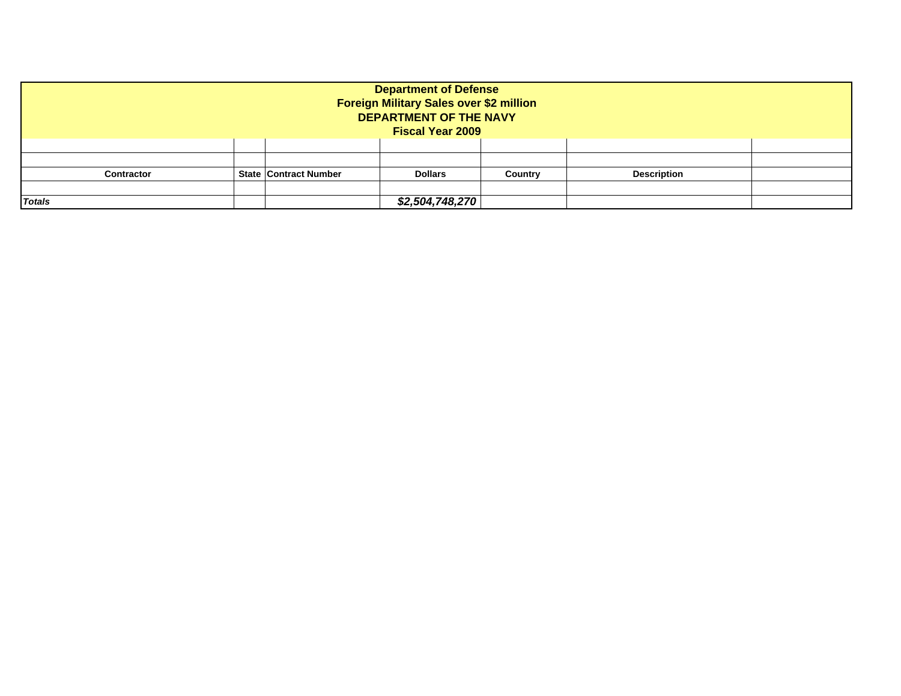**Department of Defense**
**Foreign Military Sales over $2 million**
**DEPARTMENT OF THE NAVY**
**Fiscal Year 2009**

| Contractor | State | Contract Number | Dollars | Country | Description | |
|---|---|---|---|---|---|---|
| | | | | | | |
| ***Totals*** | | | ***$2,504,748,270*** | | | |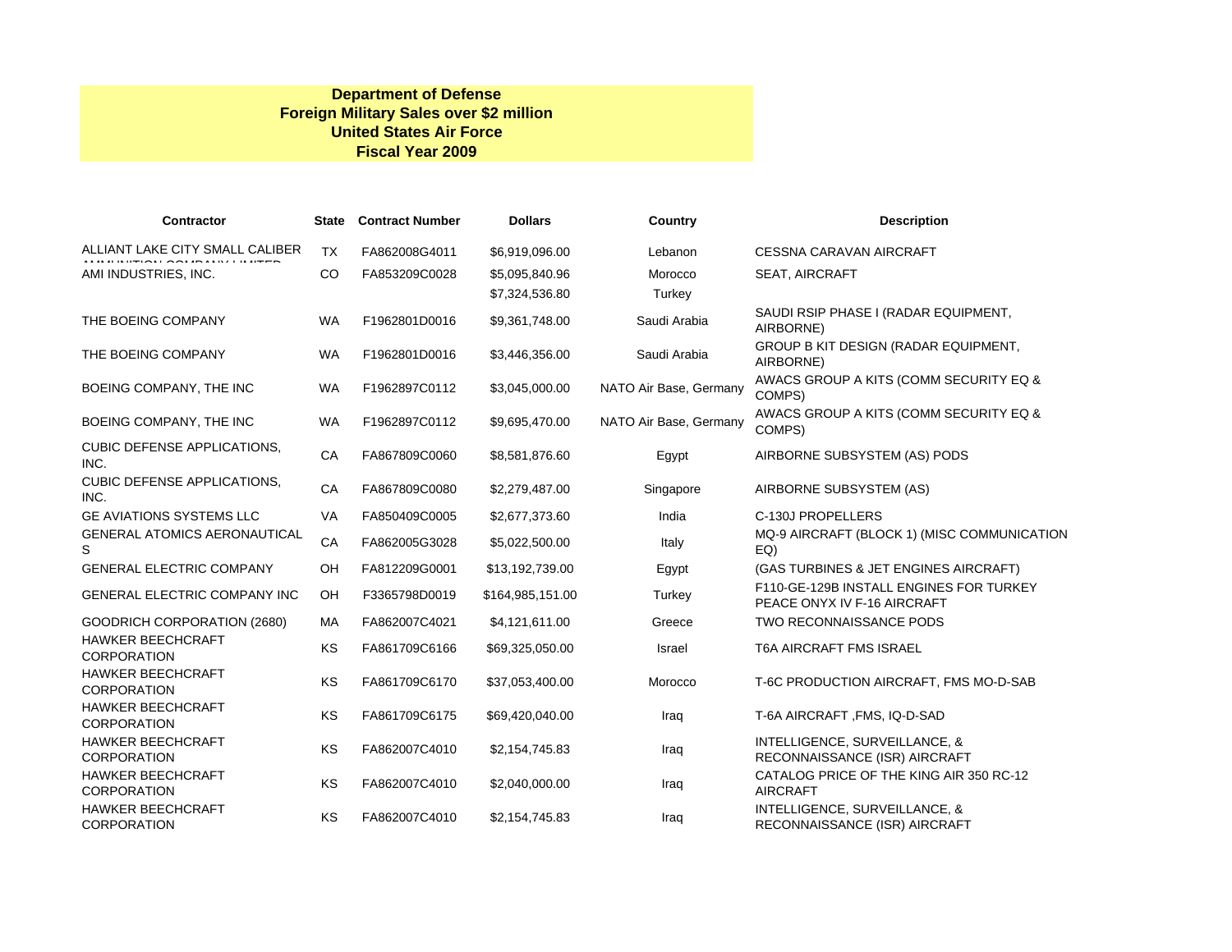**Department of Defense**
**Foreign Military Sales over $2 million**
**United States Air Force**
**Fiscal Year 2009**

| Contractor | State | Contract Number | Dollars | Country | Description |
|---|---|---|---|---|---|
| ALLIANT LAKE CITY SMALL CALIBER AMMUNITION COMPANY LIMITED | TX | FA862008G4011 | $6,919,096.00 | Lebanon | CESSNA CARAVAN AIRCRAFT |
| AMI INDUSTRIES, INC. | CO | FA853209C0028 | $5,095,840.96 | Morocco | SEAT, AIRCRAFT |
| | | | $7,324,536.80 | Turkey | |
| THE BOEING COMPANY | WA | F1962801D0016 | $9,361,748.00 | Saudi Arabia | SAUDI RSIP PHASE I (RADAR EQUIPMENT, AIRBORNE) |
| THE BOEING COMPANY | WA | F1962801D0016 | $3,446,356.00 | Saudi Arabia | GROUP B KIT DESIGN (RADAR EQUIPMENT, AIRBORNE) |
| BOEING COMPANY, THE INC | WA | F1962897C0112 | $3,045,000.00 | NATO Air Base, Germany | AWACS GROUP A KITS (COMM SECURITY EQ & COMPS) |
| BOEING COMPANY, THE INC | WA | F1962897C0112 | $9,695,470.00 | NATO Air Base, Germany | AWACS GROUP A KITS (COMM SECURITY EQ & COMPS) |
| CUBIC DEFENSE APPLICATIONS, INC. | CA | FA867809C0060 | $8,581,876.60 | Egypt | AIRBORNE SUBSYSTEM (AS) PODS |
| CUBIC DEFENSE APPLICATIONS, INC. | CA | FA867809C0080 | $2,279,487.00 | Singapore | AIRBORNE SUBSYSTEM (AS) |
| GE AVIATIONS SYSTEMS LLC | VA | FA850409C0005 | $2,677,373.60 | India | C-130J PROPELLERS |
| GENERAL ATOMICS AERONAUTICAL S | CA | FA862005G3028 | $5,022,500.00 | Italy | MQ-9 AIRCRAFT (BLOCK 1) (MISC COMMUNICATION EQ) |
| GENERAL ELECTRIC COMPANY | OH | FA812209G0001 | $13,192,739.00 | Egypt | (GAS TURBINES & JET ENGINES AIRCRAFT) |
| GENERAL ELECTRIC COMPANY INC | OH | F3365798D0019 | $164,985,151.00 | Turkey | F110-GE-129B INSTALL ENGINES FOR TURKEY PEACE ONYX IV F-16 AIRCRAFT |
| GOODRICH CORPORATION (2680) | MA | FA862007C4021 | $4,121,611.00 | Greece | TWO RECONNAISSANCE PODS |
| HAWKER BEECHCRAFT CORPORATION | KS | FA861709C6166 | $69,325,050.00 | Israel | T6A AIRCRAFT FMS ISRAEL |
| HAWKER BEECHCRAFT CORPORATION | KS | FA861709C6170 | $37,053,400.00 | Morocco | T-6C PRODUCTION AIRCRAFT, FMS MO-D-SAB |
| HAWKER BEECHCRAFT CORPORATION | KS | FA861709C6175 | $69,420,040.00 | Iraq | T-6A AIRCRAFT ,FMS, IQ-D-SAD |
| HAWKER BEECHCRAFT CORPORATION | KS | FA862007C4010 | $2,154,745.83 | Iraq | INTELLIGENCE, SURVEILLANCE, & RECONNAISSANCE (ISR) AIRCRAFT |
| HAWKER BEECHCRAFT CORPORATION | KS | FA862007C4010 | $2,040,000.00 | Iraq | CATALOG PRICE OF THE KING AIR 350 RC-12 AIRCRAFT |
| HAWKER BEECHCRAFT CORPORATION | KS | FA862007C4010 | $2,154,745.83 | Iraq | INTELLIGENCE, SURVEILLANCE, & RECONNAISSANCE (ISR) AIRCRAFT |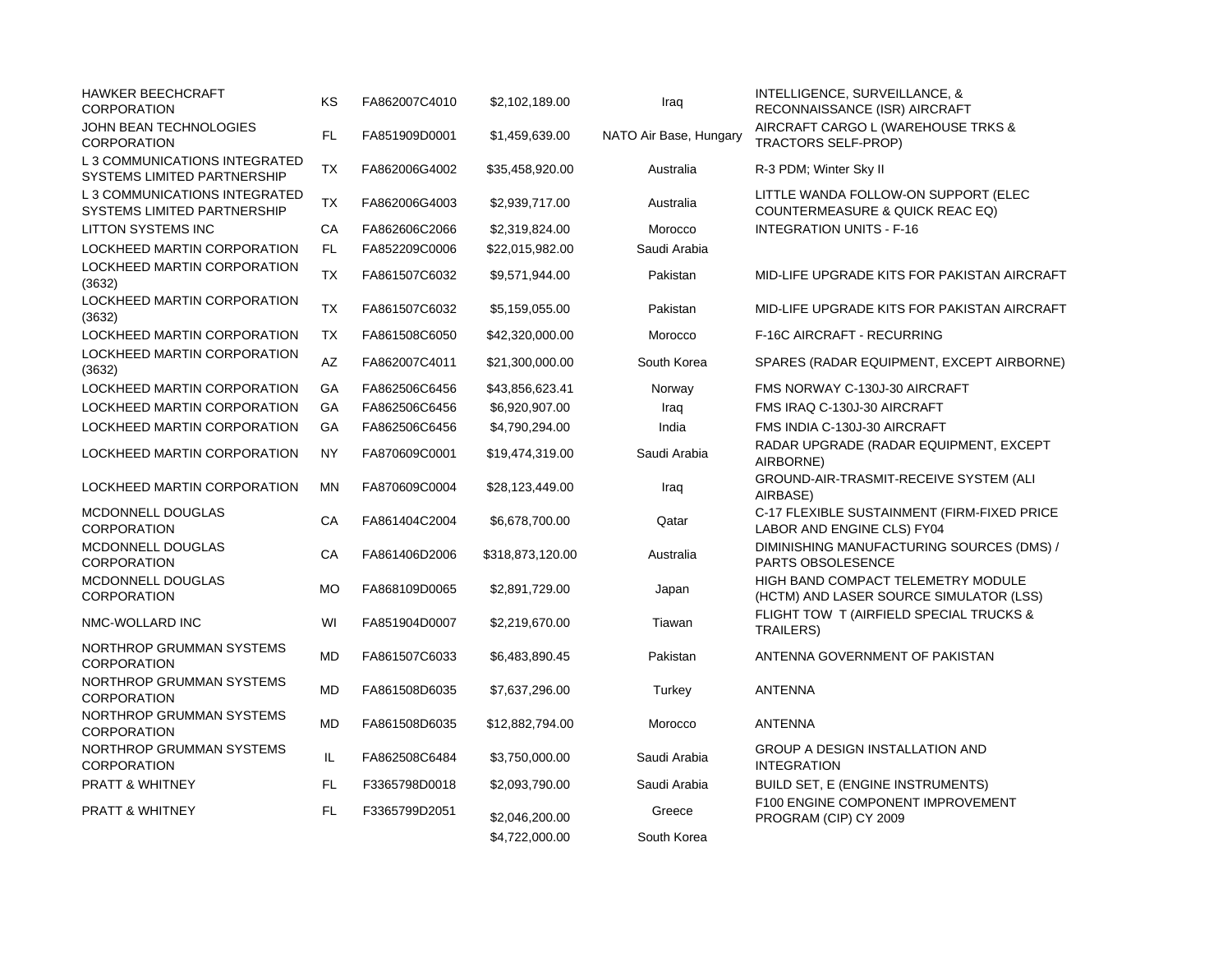| | | | | | |
|---|---|---|---|---|---|
| HAWKER BEECHCRAFT CORPORATION | KS | FA862007C4010 | $2,102,189.00 | Iraq | INTELLIGENCE, SURVEILLANCE, & RECONNAISSANCE (ISR) AIRCRAFT |
| JOHN BEAN TECHNOLOGIES CORPORATION | FL | FA851909D0001 | $1,459,639.00 | NATO Air Base, Hungary | AIRCRAFT CARGO L (WAREHOUSE TRKS & TRACTORS SELF-PROP) |
| L 3 COMMUNICATIONS INTEGRATED SYSTEMS LIMITED PARTNERSHIP | TX | FA862006G4002 | $35,458,920.00 | Australia | R-3 PDM; Winter Sky II |
| L 3 COMMUNICATIONS INTEGRATED SYSTEMS LIMITED PARTNERSHIP | TX | FA862006G4003 | $2,939,717.00 | Australia | LITTLE WANDA FOLLOW-ON SUPPORT (ELEC COUNTERMEASURE & QUICK REAC EQ) |
| LITTON SYSTEMS INC | CA | FA862606C2066 | $2,319,824.00 | Morocco | INTEGRATION UNITS - F-16 |
| LOCKHEED MARTIN CORPORATION | FL | FA852209C0006 | $22,015,982.00 | Saudi Arabia | |
| LOCKHEED MARTIN CORPORATION (3632) | TX | FA861507C6032 | $9,571,944.00 | Pakistan | MID-LIFE UPGRADE KITS FOR PAKISTAN AIRCRAFT |
| LOCKHEED MARTIN CORPORATION (3632) | TX | FA861507C6032 | $5,159,055.00 | Pakistan | MID-LIFE UPGRADE KITS FOR PAKISTAN AIRCRAFT |
| LOCKHEED MARTIN CORPORATION | TX | FA861508C6050 | $42,320,000.00 | Morocco | F-16C AIRCRAFT - RECURRING |
| LOCKHEED MARTIN CORPORATION (3632) | AZ | FA862007C4011 | $21,300,000.00 | South Korea | SPARES (RADAR EQUIPMENT, EXCEPT AIRBORNE) |
| LOCKHEED MARTIN CORPORATION | GA | FA862506C6456 | $43,856,623.41 | Norway | FMS NORWAY C-130J-30 AIRCRAFT |
| LOCKHEED MARTIN CORPORATION | GA | FA862506C6456 | $6,920,907.00 | Iraq | FMS IRAQ C-130J-30 AIRCRAFT |
| LOCKHEED MARTIN CORPORATION | GA | FA862506C6456 | $4,790,294.00 | India | FMS INDIA C-130J-30 AIRCRAFT |
| LOCKHEED MARTIN CORPORATION | NY | FA870609C0001 | $19,474,319.00 | Saudi Arabia | RADAR UPGRADE (RADAR EQUIPMENT, EXCEPT AIRBORNE) |
| LOCKHEED MARTIN CORPORATION | MN | FA870609C0004 | $28,123,449.00 | Iraq | GROUND-AIR-TRASMIT-RECEIVE SYSTEM (ALI AIRBASE) |
| MCDONNELL DOUGLAS CORPORATION | CA | FA861404C2004 | $6,678,700.00 | Qatar | C-17 FLEXIBLE SUSTAINMENT (FIRM-FIXED PRICE LABOR AND ENGINE CLS) FY04 |
| MCDONNELL DOUGLAS CORPORATION | CA | FA861406D2006 | $318,873,120.00 | Australia | DIMINISHING MANUFACTURING SOURCES (DMS) / PARTS OBSOLESENCE |
| MCDONNELL DOUGLAS CORPORATION | MO | FA868109D0065 | $2,891,729.00 | Japan | HIGH BAND COMPACT TELEMETRY MODULE (HCTM) AND LASER SOURCE SIMULATOR (LSS) |
| NMC-WOLLARD INC | WI | FA851904D0007 | $2,219,670.00 | Tiawan | FLIGHT TOW T (AIRFIELD SPECIAL TRUCKS & TRAILERS) |
| NORTHROP GRUMMAN SYSTEMS CORPORATION | MD | FA861507C6033 | $6,483,890.45 | Pakistan | ANTENNA GOVERNMENT OF PAKISTAN |
| NORTHROP GRUMMAN SYSTEMS CORPORATION | MD | FA861508D6035 | $7,637,296.00 | Turkey | ANTENNA |
| NORTHROP GRUMMAN SYSTEMS CORPORATION | MD | FA861508D6035 | $12,882,794.00 | Morocco | ANTENNA |
| NORTHROP GRUMMAN SYSTEMS CORPORATION | IL | FA862508C6484 | $3,750,000.00 | Saudi Arabia | GROUP A DESIGN INSTALLATION AND INTEGRATION |
| PRATT & WHITNEY | FL | F3365798D0018 | $2,093,790.00 | Saudi Arabia | BUILD SET, E (ENGINE INSTRUMENTS) |
| PRATT & WHITNEY | FL | F3365799D2051 | $2,046,200.00 | Greece | F100 ENGINE COMPONENT IMPROVEMENT PROGRAM (CIP) CY 2009 |
| | | | $4,722,000.00 | South Korea | |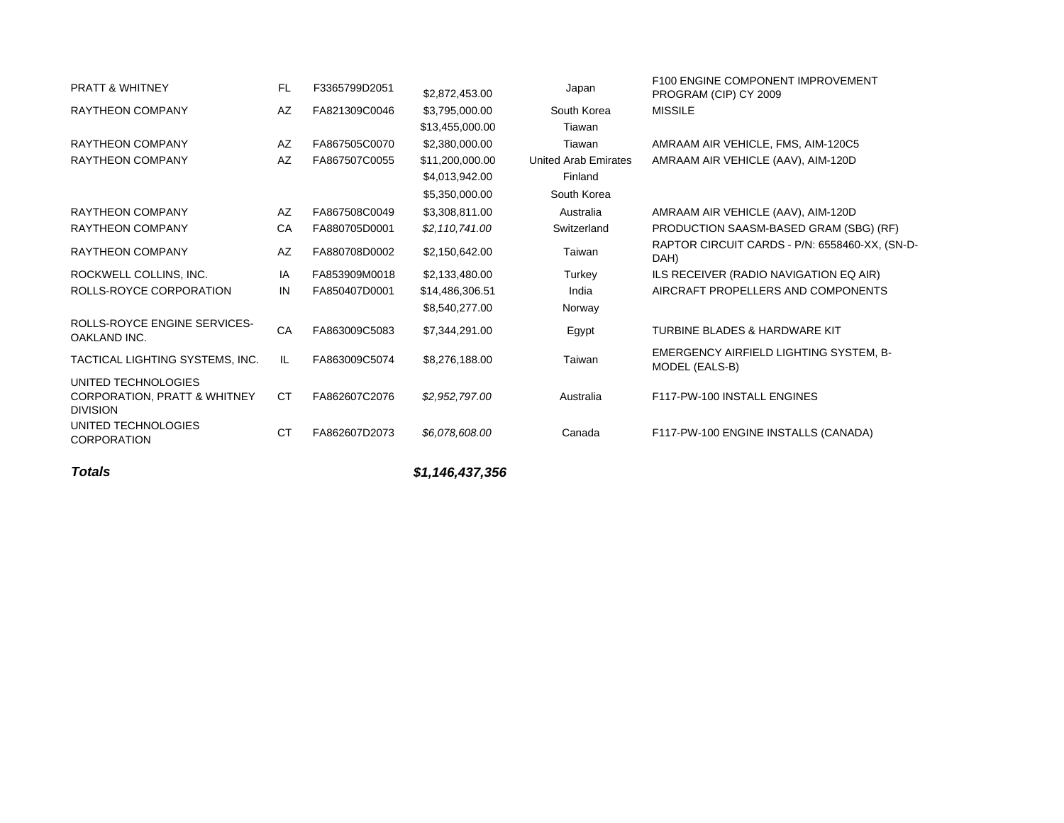| | | | | | |
|---|---|---|---|---|---|
| PRATT & WHITNEY | FL | F3365799D2051 | $2,872,453.00 | Japan | F100 ENGINE COMPONENT IMPROVEMENT PROGRAM (CIP) CY 2009 |
| RAYTHEON COMPANY | AZ | FA821309C0046 | $3,795,000.00 | South Korea | MISSILE |
| | | | $13,455,000.00 | Tiawan | |
| RAYTHEON COMPANY | AZ | FA867505C0070 | $2,380,000.00 | Tiawan | AMRAAM AIR VEHICLE, FMS, AIM-120C5 |
| RAYTHEON COMPANY | AZ | FA867507C0055 | $11,200,000.00 | United Arab Emirates | AMRAAM AIR VEHICLE (AAV), AIM-120D |
| | | | $4,013,942.00 | Finland | |
| | | | $5,350,000.00 | South Korea | |
| RAYTHEON COMPANY | AZ | FA867508C0049 | $3,308,811.00 | Australia | AMRAAM AIR VEHICLE (AAV), AIM-120D |
| RAYTHEON COMPANY | CA | FA880705D0001 | *$2,110,741.00* | Switzerland | PRODUCTION SAASM-BASED GRAM (SBG) (RF) |
| RAYTHEON COMPANY | AZ | FA880708D0002 | $2,150,642.00 | Taiwan | RAPTOR CIRCUIT CARDS - P/N: 6558460-XX, (SN-D-DAH) |
| ROCKWELL COLLINS, INC. | IA | FA853909M0018 | $2,133,480.00 | Turkey | ILS RECEIVER (RADIO NAVIGATION EQ AIR) |
| ROLLS-ROYCE CORPORATION | IN | FA850407D0001 | $14,486,306.51 | India | AIRCRAFT PROPELLERS AND COMPONENTS |
| | | | $8,540,277.00 | Norway | |
| ROLLS-ROYCE ENGINE SERVICES-OAKLAND INC. | CA | FA863009C5083 | $7,344,291.00 | Egypt | TURBINE BLADES & HARDWARE KIT |
| TACTICAL LIGHTING SYSTEMS, INC. | IL | FA863009C5074 | $8,276,188.00 | Taiwan | EMERGENCY AIRFIELD LIGHTING SYSTEM, B-MODEL (EALS-B) |
| UNITED TECHNOLOGIES CORPORATION, PRATT & WHITNEY DIVISION | CT | FA862607C2076 | *$2,952,797.00* | Australia | F117-PW-100 INSTALL ENGINES |
| UNITED TECHNOLOGIES CORPORATION | CT | FA862607D2073 | *$6,078,608.00* | Canada | F117-PW-100 ENGINE INSTALLS (CANADA) |
| ***Totals*** | | | ***$1,146,437,356*** | | |